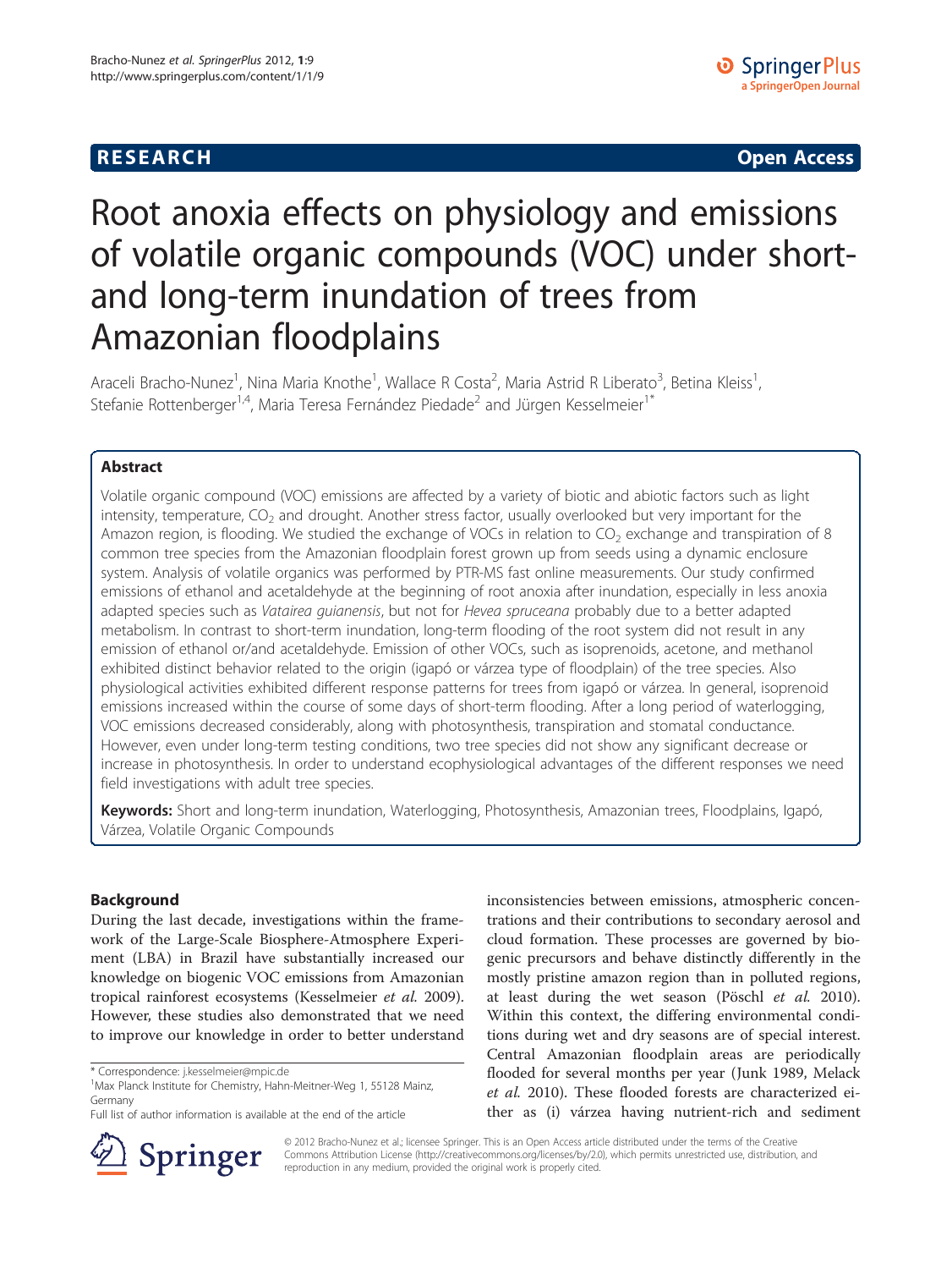**RESEARCH** **Open Access**

# Root anoxia effects on physiology and emissions of volatile organic compounds (VOC) under short- and long-term inundation of trees from Amazonian floodplains

Araceli Bracho-Nunez[1], Nina Maria Knothe[1], Wallace R Costa[2], Maria Astrid R Liberato[3], Betina Kleiss[1], Stefanie Rottenberger[1,4], Maria Teresa Fernández Piedade[2] and Jürgen Kesselmeier[1*]

## Abstract

Volatile organic compound (VOC) emissions are affected by a variety of biotic and abiotic factors such as light intensity, temperature, $CO_2$ and drought. Another stress factor, usually overlooked but very important for the Amazon region, is flooding. We studied the exchange of VOCs in relation to $CO_2$ exchange and transpiration of 8 common tree species from the Amazonian floodplain forest grown up from seeds using a dynamic enclosure system. Analysis of volatile organics was performed by PTR-MS fast online measurements. Our study confirmed emissions of ethanol and acetaldehyde at the beginning of root anoxia after inundation, especially in less anoxia adapted species such as *Vatairea guianensis*, but not for *Hevea spruceana* probably due to a better adapted metabolism. In contrast to short-term inundation, long-term flooding of the root system did not result in any emission of ethanol or/and acetaldehyde. Emission of other VOCs, such as isoprenoids, acetone, and methanol exhibited distinct behavior related to the origin (igapó or várzea type of floodplain) of the tree species. Also physiological activities exhibited different response patterns for trees from igapó or várzea. In general, isoprenoid emissions increased within the course of some days of short-term flooding. After a long period of waterlogging, VOC emissions decreased considerably, along with photosynthesis, transpiration and stomatal conductance. However, even under long-term testing conditions, two tree species did not show any significant decrease or increase in photosynthesis. In order to understand ecophysiological advantages of the different responses we need field investigations with adult tree species.

**Keywords:** Short and long-term inundation, Waterlogging, Photosynthesis, Amazonian trees, Floodplains, Igapó, Várzea, Volatile Organic Compounds

## Background

During the last decade, investigations within the framework of the Large-Scale Biosphere-Atmosphere Experiment (LBA) in Brazil have substantially increased our knowledge on biogenic VOC emissions from Amazonian tropical rainforest ecosystems (Kesselmeier *et al.* 2009). However, these studies also demonstrated that we need to improve our knowledge in order to better understand inconsistencies between emissions, atmospheric concentrations and their contributions to secondary aerosol and cloud formation. These processes are governed by biogenic precursors and behave distinctly differently in the mostly pristine amazon region than in polluted regions, at least during the wet season (Pöschl *et al.* 2010). Within this context, the differing environmental conditions during wet and dry seasons are of special interest. Central Amazonian floodplain areas are periodically flooded for several months per year (Junk 1989, Melack *et al.* 2010). These flooded forests are characterized either as (i) várzea having nutrient-rich and sediment

\* Correspondence: j.kesselmeier@mpic.de
[1]Max Planck Institute for Chemistry, Hahn-Meitner-Weg 1, 55128 Mainz, Germany
Full list of author information is available at the end of the article

© 2012 Bracho-Nunez et al.; licensee Springer. This is an Open Access article distributed under the terms of the Creative Commons Attribution License (http://creativecommons.org/licenses/by/2.0), which permits unrestricted use, distribution, and reproduction in any medium, provided the original work is properly cited.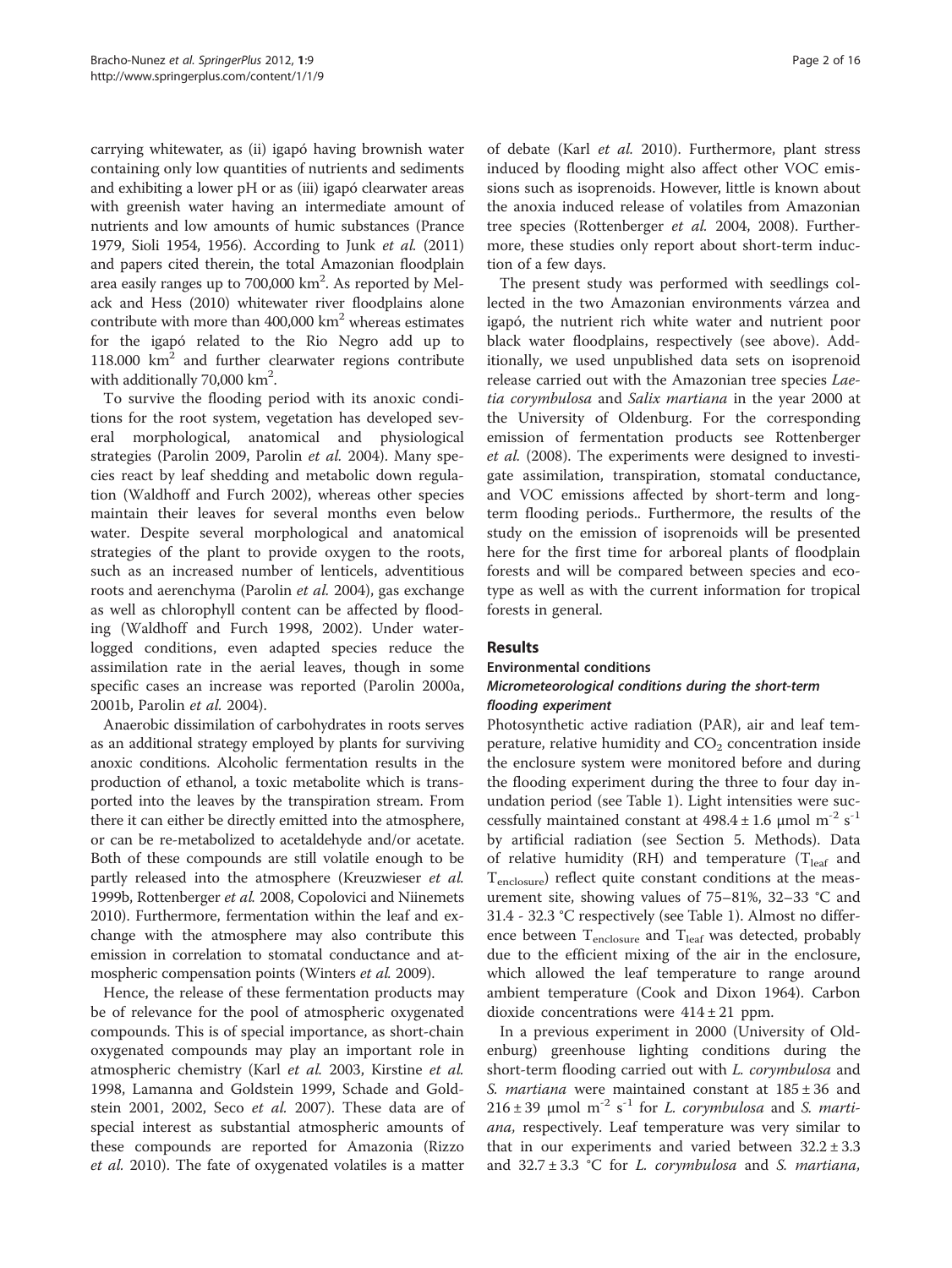carrying whitewater, as (ii) igapó having brownish water containing only low quantities of nutrients and sediments and exhibiting a lower pH or as (iii) igapó clearwater areas with greenish water having an intermediate amount of nutrients and low amounts of humic substances (Prance 1979, Sioli 1954, 1956). According to Junk *et al.* (2011) and papers cited therein, the total Amazonian floodplain area easily ranges up to 700,000 km$^2$. As reported by Melack and Hess (2010) whitewater river floodplains alone contribute with more than 400,000 km$^2$ whereas estimates for the igapó related to the Rio Negro add up to 118.000 km$^2$ and further clearwater regions contribute with additionally 70,000 km$^2$.

To survive the flooding period with its anoxic conditions for the root system, vegetation has developed several morphological, anatomical and physiological strategies (Parolin 2009, Parolin *et al.* 2004). Many species react by leaf shedding and metabolic down regulation (Waldhoff and Furch 2002), whereas other species maintain their leaves for several months even below water. Despite several morphological and anatomical strategies of the plant to provide oxygen to the roots, such as an increased number of lenticels, adventitious roots and aerenchyma (Parolin *et al.* 2004), gas exchange as well as chlorophyll content can be affected by flooding (Waldhoff and Furch 1998, 2002). Under waterlogged conditions, even adapted species reduce the assimilation rate in the aerial leaves, though in some specific cases an increase was reported (Parolin 2000a, 2001b, Parolin *et al.* 2004).

Anaerobic dissimilation of carbohydrates in roots serves as an additional strategy employed by plants for surviving anoxic conditions. Alcoholic fermentation results in the production of ethanol, a toxic metabolite which is transported into the leaves by the transpiration stream. From there it can either be directly emitted into the atmosphere, or can be re-metabolized to acetaldehyde and/or acetate. Both of these compounds are still volatile enough to be partly released into the atmosphere (Kreuzwieser *et al.* 1999b, Rottenberger *et al.* 2008, Copolovici and Niinemets 2010). Furthermore, fermentation within the leaf and exchange with the atmosphere may also contribute this emission in correlation to stomatal conductance and atmospheric compensation points (Winters *et al.* 2009).

Hence, the release of these fermentation products may be of relevance for the pool of atmospheric oxygenated compounds. This is of special importance, as short-chain oxygenated compounds may play an important role in atmospheric chemistry (Karl *et al.* 2003, Kirstine *et al.* 1998, Lamanna and Goldstein 1999, Schade and Goldstein 2001, 2002, Seco *et al.* 2007). These data are of special interest as substantial atmospheric amounts of these compounds are reported for Amazonia (Rizzo *et al.* 2010). The fate of oxygenated volatiles is a matter of debate (Karl *et al.* 2010). Furthermore, plant stress induced by flooding might also affect other VOC emissions such as isoprenoids. However, little is known about the anoxia induced release of volatiles from Amazonian tree species (Rottenberger *et al.* 2004, 2008). Furthermore, these studies only report about short-term induction of a few days.

The present study was performed with seedlings collected in the two Amazonian environments várzea and igapó, the nutrient rich white water and nutrient poor black water floodplains, respectively (see above). Additionally, we used unpublished data sets on isoprenoid release carried out with the Amazonian tree species *Laetia corymbulosa* and *Salix martiana* in the year 2000 at the University of Oldenburg. For the corresponding emission of fermentation products see Rottenberger *et al.* (2008). The experiments were designed to investigate assimilation, transpiration, stomatal conductance, and VOC emissions affected by short-term and long-term flooding periods.. Furthermore, the results of the study on the emission of isoprenoids will be presented here for the first time for arboreal plants of floodplain forests and will be compared between species and ecotype as well as with the current information for tropical forests in general.

## Results

### Environmental conditions

#### *Micrometeorological conditions during the short-term flooding experiment*

Photosynthetic active radiation (PAR), air and leaf temperature, relative humidity and $CO_2$ concentration inside the enclosure system were monitored before and during the flooding experiment during the three to four day inundation period (see Table 1). Light intensities were successfully maintained constant at $498.4 \pm 1.6$ µmol m$^{-2}$ s$^{-1}$ by artificial radiation (see Section 5. Methods). Data of relative humidity (RH) and temperature ($T_{leaf}$ and $T_{enclosure}$) reflect quite constant conditions at the measurement site, showing values of 75–81%, 32–33 °C and 31.4 - 32.3 °C respectively (see Table 1). Almost no difference between $T_{enclosure}$ and $T_{leaf}$ was detected, probably due to the efficient mixing of the air in the enclosure, which allowed the leaf temperature to range around ambient temperature (Cook and Dixon 1964). Carbon dioxide concentrations were $414 \pm 21$ ppm.

In a previous experiment in 2000 (University of Oldenburg) greenhouse lighting conditions during the short-term flooding carried out with *L. corymbulosa* and *S. martiana* were maintained constant at $185 \pm 36$ and $216 \pm 39$ µmol m$^{-2}$ s$^{-1}$ for *L. corymbulosa* and *S. martiana*, respectively. Leaf temperature was very similar to that in our experiments and varied between $32.2 \pm 3.3$ and $32.7 \pm 3.3$ °C for *L. corymbulosa* and *S. martiana*,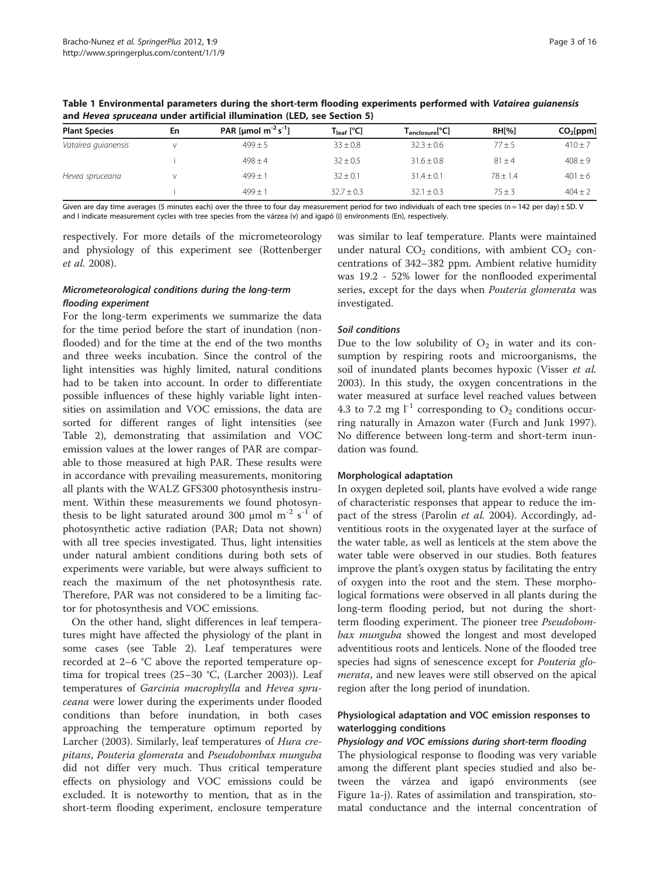**Table 1 Environmental parameters during the short-term flooding experiments performed with *Vatairea guianensis* and *Hevea spruceana* under artificial illumination (LED, see Section 5)**

| Plant Species | En | PAR [μmol $m^{-2}$ $s^{-1}$] | $T_{leaf}$ [°C] | $T_{enclosure}$[°C] | RH[%] | $CO_2$[ppm] |
|---|---|---|---|---|---|---|
| *Vatairea guianensis* | v | 499 ± 5 | 33 ± 0.8 | 32.3 ± 0.6 | 77 ± 5 | 410 ± 7 |
| | i | 498 ± 4 | 32 ± 0.5 | 31.6 ± 0.8 | 81 ± 4 | 408 ± 9 |
| *Hevea spruceana* | v | 499 ± 1 | 32 ± 0.1 | 31.4 ± 0.1 | 78 ± 1.4 | 401 ± 6 |
| | i | 499 ± 1 | 32.7 ± 0.3 | 32.1 ± 0.3 | 75 ± 3 | 404 ± 2 |

Given are day time averages (5 minutes each) over the three to four day measurement period for two individuals of each tree species (n = 142 per day) ± SD. V and I indicate measurement cycles with tree species from the várzea (v) and igapó (i) environments (En), respectively.

respectively. For more details of the micrometeorology and physiology of this experiment see (Rottenberger *et al.* 2008).

#### *Micrometeorological conditions during the long-term flooding experiment*

For the long-term experiments we summarize the data for the time period before the start of inundation (non-flooded) and for the time at the end of the two months and three weeks incubation. Since the control of the light intensities was highly limited, natural conditions had to be taken into account. In order to differentiate possible influences of these highly variable light intensities on assimilation and VOC emissions, the data are sorted for different ranges of light intensities (see Table 2), demonstrating that assimilation and VOC emission values at the lower ranges of PAR are comparable to those measured at high PAR. These results were in accordance with prevailing measurements, monitoring all plants with the WALZ GFS300 photosynthesis instrument. Within these measurements we found photosynthesis to be light saturated around 300 μmol $m^{-2}$ $s^{-1}$ of photosynthetic active radiation (PAR; Data not shown) with all tree species investigated. Thus, light intensities under natural ambient conditions during both sets of experiments were variable, but were always sufficient to reach the maximum of the net photosynthesis rate. Therefore, PAR was not considered to be a limiting factor for photosynthesis and VOC emissions.

On the other hand, slight differences in leaf temperatures might have affected the physiology of the plant in some cases (see Table 2). Leaf temperatures were recorded at 2–6 °C above the reported temperature optima for tropical trees (25–30 °C, (Larcher 2003)). Leaf temperatures of *Garcinia macrophylla* and *Hevea spruceana* were lower during the experiments under flooded conditions than before inundation, in both cases approaching the temperature optimum reported by Larcher (2003). Similarly, leaf temperatures of *Hura crepitans*, *Pouteria glomerata* and *Pseudobombax munguba* did not differ very much. Thus critical temperature effects on physiology and VOC emissions could be excluded. It is noteworthy to mention, that as in the short-term flooding experiment, enclosure temperature was similar to leaf temperature. Plants were maintained under natural $CO_2$ conditions, with ambient $CO_2$ concentrations of 342–382 ppm. Ambient relative humidity was 19.2 - 52% lower for the nonflooded experimental series, except for the days when *Pouteria glomerata* was investigated.

#### *Soil conditions*

Due to the low solubility of $O_2$ in water and its consumption by respiring roots and microorganisms, the soil of inundated plants becomes hypoxic (Visser *et al.* 2003). In this study, the oxygen concentrations in the water measured at surface level reached values between 4.3 to 7.2 mg $l^{-1}$ corresponding to $O_2$ conditions occurring naturally in Amazon water (Furch and Junk 1997). No difference between long-term and short-term inundation was found.

### Morphological adaptation

In oxygen depleted soil, plants have evolved a wide range of characteristic responses that appear to reduce the impact of the stress (Parolin *et al.* 2004). Accordingly, adventitious roots in the oxygenated layer at the surface of the water table, as well as lenticels at the stem above the water table were observed in our studies. Both features improve the plant's oxygen status by facilitating the entry of oxygen into the root and the stem. These morphological formations were observed in all plants during the long-term flooding period, but not during the short-term flooding experiment. The pioneer tree *Pseudobombax munguba* showed the longest and most developed adventitious roots and lenticels. None of the flooded tree species had signs of senescence except for *Pouteria glomerata*, and new leaves were still observed on the apical region after the long period of inundation.

### Physiological adaptation and VOC emission responses to waterlogging conditions

#### *Physiology and VOC emissions during short-term flooding*

The physiological response to flooding was very variable among the different plant species studied and also between the várzea and igapó environments (see Figure 1a-j). Rates of assimilation and transpiration, stomatal conductance and the internal concentration of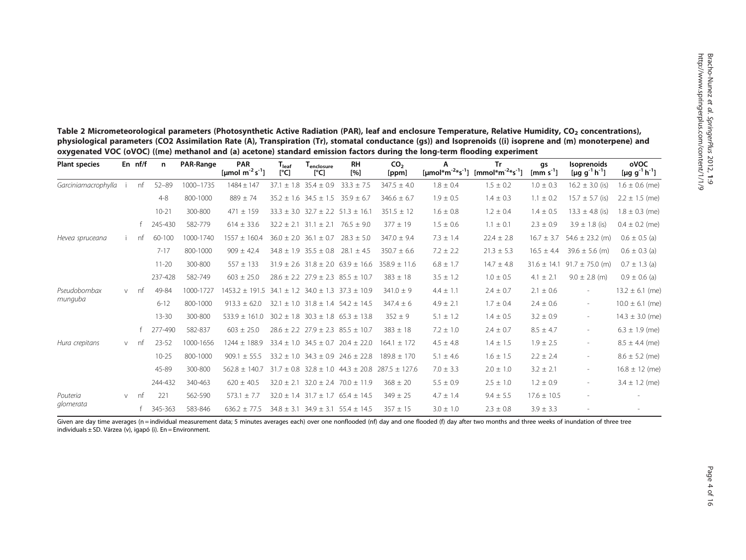**Table 2 Micrometeorological parameters (Photosynthetic Active Radiation (PAR), leaf and enclosure Temperature, Relative Humidity, $CO_2$ concentrations), physiological parameters (CO2 Assimilation Rate (A), Transpiration (Tr), stomatal conductance (gs)) and Isoprenoids ((i) isoprene and (m) monoterpene) and oxygenated VOC (oVOC) ((me) methanol and (a) acetone) standard emission factors during the long-term flooding experiment**

| Plant species | En | nf/f | n | PAR-Range | PAR [$\mu mol\ m^{-2} s^{-1}$] | $T_{leaf}$ [°C] | $T_{enclosure}$ [°C] | RH [%] | $CO_2$ [ppm] | A [$\mu mol*m^{-2}*s^{-1}$] | Tr [$mmol*m^{-2}*s^{-1}$] | gs [$mm\ s^{-1}$] | Isoprenoids [$\mu g\ g^{-1} h^{-1}$] | oVOC [$\mu g\ g^{-1} h^{-1}$] |
|---|---|---|---|---|---|---|---|---|---|---|---|---|---|---|
| *Garciniamacrophylla* | i | nf | 52–89 | 1000–1735 | 1484 ± 147 | 37.1 ± 1.8 | 35.4 ± 0.9 | 33.3 ± 7.5 | 347.5 ± 4.0 | 1.8 ± 0.4 | 1.5 ± 0.2 | 1.0 ± 0.3 | 16.2 ± 3.0 (is) | 1.6 ± 0.6 (me) |
| | | | 4-8 | 800-1000 | 889 ± 74 | 35.2 ± 1.6 | 34.5 ± 1.5 | 35.9 ± 6.7 | 346.6 ± 6.7 | 1.9 ± 0.5 | 1.4 ± 0.3 | 1.1 ± 0.2 | 15.7 ± 5.7 (is) | 2.2 ± 1.5 (me) |
| | | | 10-21 | 300-800 | 471 ± 159 | 33.3 ± 3.0 | 32.7 ± 2.2 | 51.3 ± 16.1 | 351.5 ± 12 | 1.6 ± 0.8 | 1.2 ± 0.4 | 1.4 ± 0.5 | 13.3 ± 4.8 (is) | 1.8 ± 0.3 (me) |
| | | f | 245-430 | 582-779 | 614 ± 33.6 | 32.2 ± 2.1 | 31.1 ± 2.1 | 76.5 ± 9.0 | 377 ± 19 | 1.5 ± 0.6 | 1.1 ± 0.1 | 2.3 ± 0.9 | 3.9 ± 1.8 (is) | 0.4 ± 0.2 (me) |
| *Hevea spruceana* | i | nf | 60-100 | 1000-1740 | 1557 ± 160.4 | 36.0 ± 2.0 | 36.1 ± 0.7 | 28.3 ± 5.0 | 347.0 ± 9.4 | 7.3 ± 1.4 | 22.4 ± 2.8 | 16.7 ± 3.7 | 54.6 ± 23.2 (m) | 0.6 ± 0.5 (a) |
| | | | 7-17 | 800-1000 | 909 ± 42.4 | 34.8 ± 1.9 | 35.5 ± 0.8 | 28.1 ± 4.5 | 350.7 ± 6.6 | 7.2 ± 2.2 | 21.3 ± 5.3 | 16.5 ± 4.4 | 39.6 ± 5.6 (m) | 0.6 ± 0.3 (a) |
| | | | 11-20 | 300-800 | 557 ± 133 | 31.9 ± 2.6 | 31.8 ± 2.0 | 63.9 ± 16.6 | 358.9 ± 11.6 | 6.8 ± 1.7 | 14.7 ± 4.8 | 31.6 ± 14.1 | 91.7 ± 75.0 (m) | 0.7 ± 1.3 (a) |
| | | | 237-428 | 582-749 | 603 ± 25.0 | 28.6 ± 2.2 | 27.9 ± 2.3 | 85.5 ± 10.7 | 383 ± 18 | 3.5 ± 1.2 | 1.0 ± 0.5 | 4.1 ± 2.1 | 9.0 ± 2.8 (m) | 0.9 ± 0.6 (a) |
| *Pseudobombax munguba* | v | nf | 49-84 | 1000-1727 | 1453.2 ± 191.5 | 34.1 ± 1.2 | 34.0 ± 1.3 | 37.3 ± 10.9 | 341.0 ± 9 | 4.4 ± 1.1 | 2.4 ± 0.7 | 2.1 ± 0.6 | - | 13.2 ± 6.1 (me) |
| | | | 6-12 | 800-1000 | 913.3 ± 62.0 | 32.1 ± 1.0 | 31.8 ± 1.4 | 54.2 ± 14.5 | 347.4 ± 6 | 4.9 ± 2.1 | 1.7 ± 0.4 | 2.4 ± 0.6 | - | 10.0 ± 6.1 (me) |
| | | | 13-30 | 300-800 | 533.9 ± 161.0 | 30.2 ± 1.8 | 30.3 ± 1.8 | 65.3 ± 13.8 | 352 ± 9 | 5.1 ± 1.2 | 1.4 ± 0.5 | 3.2 ± 0.9 | - | 14.3 ± 3.0 (me) |
| | | f | 277-490 | 582-837 | 603 ± 25.0 | 28.6 ± 2.2 | 27.9 ± 2.3 | 85.5 ± 10.7 | 383 ± 18 | 7.2 ± 1.0 | 2.4 ± 0.7 | 8.5 ± 4.7 | - | 6.3 ± 1.9 (me) |
| *Hura crepitans* | v | nf | 23-52 | 1000-1656 | 1244 ± 188.9 | 33.4 ± 1.0 | 34.5 ± 0.7 | 20.4 ± 22.0 | 164.1 ± 172 | 4.5 ± 4.8 | 1.4 ± 1.5 | 1.9 ± 2.5 | - | 8.5 ± 4.4 (me) |
| | | | 10-25 | 800-1000 | 909.1 ± 55.5 | 33.2 ± 1.0 | 34.3 ± 0.9 | 24.6 ± 22.8 | 189.8 ± 170 | 5.1 ± 4.6 | 1.6 ± 1.5 | 2.2 ± 2.4 | - | 8.6 ± 5.2 (me) |
| | | | 45-89 | 300-800 | 562.8 ± 140.7 | 31.7 ± 0.8 | 32.8 ± 1.0 | 44.3 ± 20.8 | 287.5 ± 127.6 | 7.0 ± 3.3 | 2.0 ± 1.0 | 3.2 ± 2.1 | - | 16.8 ± 12 (me) |
| | | | 244-432 | 340-463 | 620 ± 40.5 | 32.0 ± 2.1 | 32.0 ± 2.4 | 70.0 ± 11.9 | 368 ± 20 | 5.5 ± 0.9 | 2.5 ± 1.0 | 1.2 ± 0.9 | - | 3.4 ± 1.2 (me) |
| *Pouteria glomerata* | v | nf | 221 | 562-590 | 573.1 ± 7.7 | 32.0 ± 1.4 | 31.7 ± 1.7 | 65.4 ± 14.5 | 349 ± 25 | 4.7 ± 1.4 | 9.4 ± 5.5 | 17.6 ± 10.5 | - | - |
| | | f | 345-363 | 583-846 | 636.2 ± 77.5 | 34.8 ± 3.1 | 34.9 ± 3.1 | 55.4 ± 14.5 | 357 ± 15 | 3.0 ± 1.0 | 2.3 ± 0.8 | 3.9 ± 3.3 | - | - |

Given are day time averages (n = individual measurement data; 5 minutes averages each) over one nonflooded (nf) day and one flooded (f) day after two months and three weeks of inundation of three tree individuals ± SD. Várzea (v), igapó (i). En = Environment.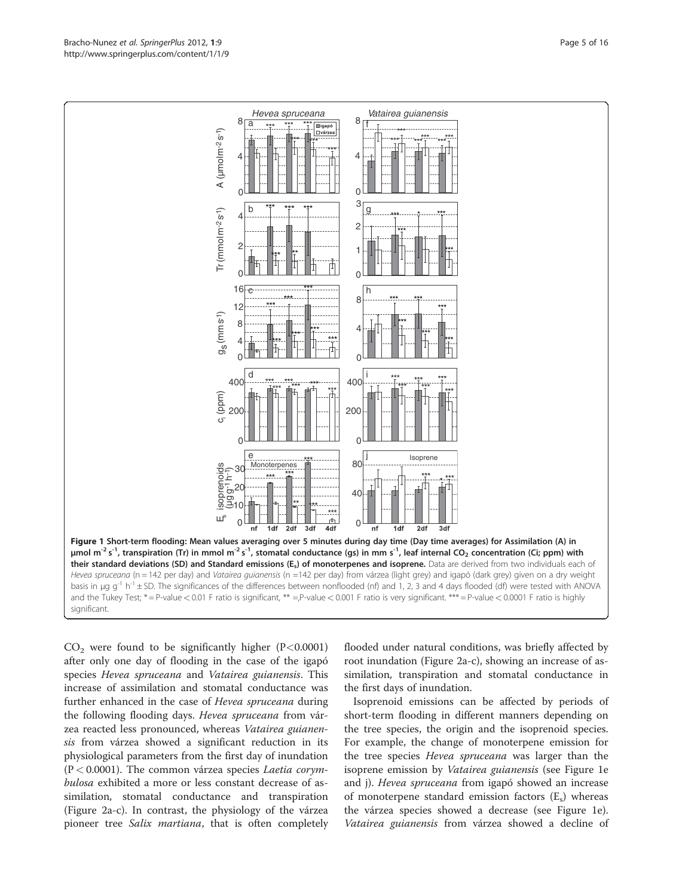**Figure 1 Short-term flooding: Mean values averaging over 5 minutes during day time (Day time averages) for Assimilation (A) in µmol m$^{-2}$ s$^{-1}$, transpiration (Tr) in mmol m$^{-2}$ s$^{-1}$, stomatal conductance (gs) in mm s$^{-1}$, leaf internal $CO_2$ concentration (Ci; ppm) with their standard deviations (SD) and Standard emissions ($E_s$) of monoterpenes and isoprene.** Data are derived from two individuals each of *Hevea spruceana* (n = 142 per day) and *Vatairea guianensis* (n =142 per day) from várzea (light grey) and igapó (dark grey) given on a dry weight basis in µg g$^{-1}$ h$^{-1}$ ± SD. The significances of the differences between nonflooded (nf) and 1, 2, 3 and 4 days flooded (df) were tested with ANOVA and the Tukey Test; * = P-value < 0.01 F ratio is significant, ** =,P-value < 0.001 F ratio is very significant. *** = P-value < 0.0001 F ratio is highly significant.

$CO_2$ were found to be significantly higher (P<0.0001) after only one day of flooding in the case of the igapó species *Hevea spruceana* and *Vatairea guianensis*. This increase of assimilation and stomatal conductance was further enhanced in the case of *Hevea spruceana* during the following flooding days. *Hevea spruceana* from várzea reacted less pronounced, whereas *Vatairea guianensis* from várzea showed a significant reduction in its physiological parameters from the first day of inundation (P < 0.0001). The common várzea species *Laetia corymbulosa* exhibited a more or less constant decrease of assimilation, stomatal conductance and transpiration (Figure 2a-c). In contrast, the physiology of the várzea pioneer tree *Salix martiana*, that is often completely flooded under natural conditions, was briefly affected by root inundation (Figure 2a-c), showing an increase of assimilation, transpiration and stomatal conductance in the first days of inundation.

Isoprenoid emissions can be affected by periods of short-term flooding in different manners depending on the tree species, the origin and the isoprenoid species. For example, the change of monoterpene emission for the tree species *Hevea spruceana* was larger than the isoprene emission by *Vatairea guianensis* (see Figure 1e and j). *Hevea spruceana* from igapó showed an increase of monoterpene standard emission factors ($E_s$) whereas the várzea species showed a decrease (see Figure 1e). *Vatairea guianensis* from várzea showed a decline of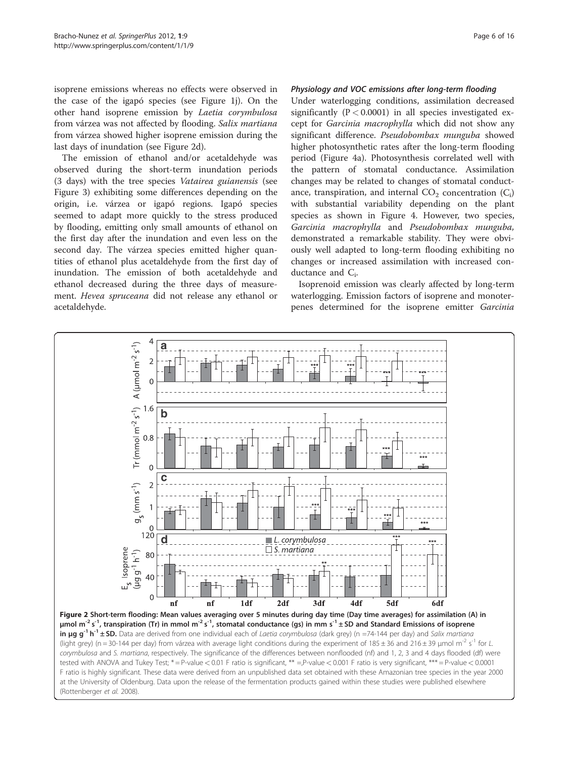isoprene emissions whereas no effects were observed in the case of the igapó species (see Figure 1j). On the other hand isoprene emission by *Laetia corymbulosa* from várzea was not affected by flooding. *Salix martiana* from várzea showed higher isoprene emission during the last days of inundation (see Figure 2d).

The emission of ethanol and/or acetaldehyde was observed during the short-term inundation periods (3 days) with the tree species *Vatairea guianensis* (see Figure 3) exhibiting some differences depending on the origin, i.e. várzea or igapó regions. Igapó species seemed to adapt more quickly to the stress produced by flooding, emitting only small amounts of ethanol on the first day after the inundation and even less on the second day. The várzea species emitted higher quantities of ethanol plus acetaldehyde from the first day of inundation. The emission of both acetaldehyde and ethanol decreased during the three days of measurement. *Hevea spruceana* did not release any ethanol or acetaldehyde.

### *Physiology and VOC emissions after long-term flooding*

Under waterlogging conditions, assimilation decreased significantly ($P < 0.0001$) in all species investigated except for *Garcinia macrophylla* which did not show any significant difference. *Pseudobombax munguba* showed higher photosynthetic rates after the long-term flooding period (Figure 4a). Photosynthesis correlated well with the pattern of stomatal conductance. Assimilation changes may be related to changes of stomatal conductance, transpiration, and internal $CO_2$ concentration ($C_i$) with substantial variability depending on the plant species as shown in Figure 4. However, two species, *Garcinia macrophylla* and *Pseudobombax munguba,* demonstrated a remarkable stability. They were obviously well adapted to long-term flooding exhibiting no changes or increased assimilation with increased conductance and $C_i$.

Isoprenoid emission was clearly affected by long-term waterlogging. Emission factors of isoprene and monoterpenes determined for the isoprene emitter *Garcinia*

**Figure 2 Short-term flooding: Mean values averaging over 5 minutes during day time (Day time averages) for assimilation (A) in $\mu mol\ m^{-2}\ s^{-1}$, transpiration (Tr) in $mmol\ m^{-2}\ s^{-1}$, stomatal conductance (gs) in $mm\ s^{-1}$ ± SD and Standard Emissions of isoprene in $\mu g\ g^{-1}\ h^{-1}$ ± SD.** Data are derived from one individual each of *Laetia corymbulosa* (dark grey) (n =74-144 per day) and *Salix martiana* (light grey) (n = 30-144 per day) from várzea with average light conditions during the experiment of 185 ± 36 and 216 ± 39 $\mu mol\ m^{-2}\ s^{-1}$ for *L. corymbulosa* and *S. martiana*, respectively. The significance of the differences between nonflooded (nf) and 1, 2, 3 and 4 days flooded (df) were tested with ANOVA and Tukey Test; * = P-value < 0.01 F ratio is significant, ** =,P-value < 0.001 F ratio is very significant, *** = P-value < 0.0001 F ratio is highly significant. These data were derived from an unpublished data set obtained with these Amazonian tree species in the year 2000 at the University of Oldenburg. Data upon the release of the fermentation products gained within these studies were published elsewhere (Rottenberger *et al.* 2008).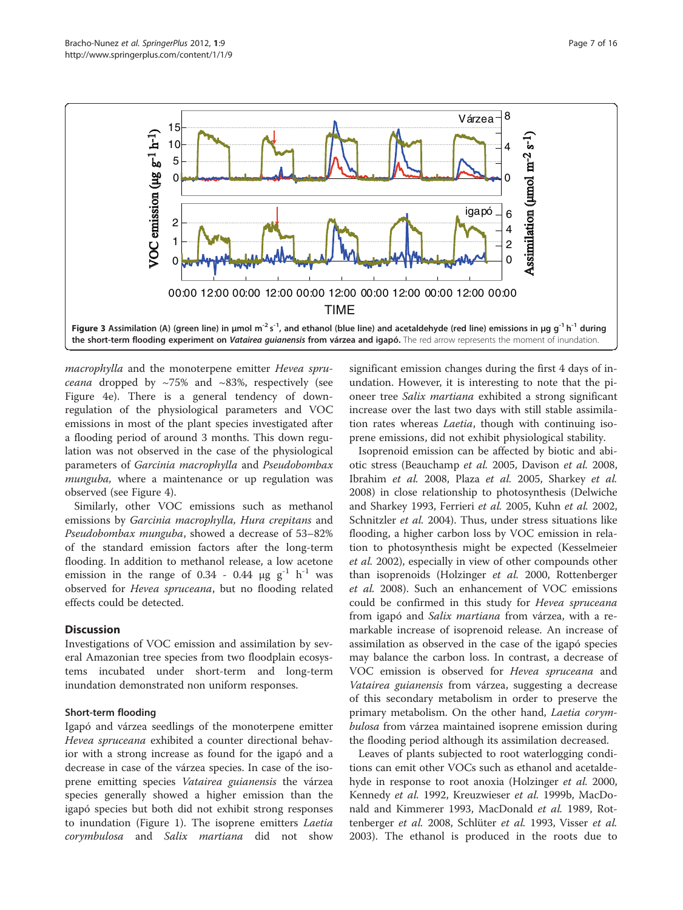Figure 3 Assimilation (A) (green line) in μmol m$^{-2}$ s$^{-1}$, and ethanol (blue line) and acetaldehyde (red line) emissions in μg g$^{-1}$ h$^{-1}$ during the short-term flooding experiment on *Vatairea guianensis* from várzea and igapó. The red arrow represents the moment of inundation.

*macrophylla* and the monoterpene emitter *Hevea spruceana* dropped by ~75% and ~83%, respectively (see Figure 4e). There is a general tendency of downregulation of the physiological parameters and VOC emissions in most of the plant species investigated after a flooding period of around 3 months. This down regulation was not observed in the case of the physiological parameters of *Garcinia macrophylla* and *Pseudobombax munguba*, where a maintenance or up regulation was observed (see Figure 4).

Similarly, other VOC emissions such as methanol emissions by *Garcinia macrophylla*, *Hura crepitans* and *Pseudobombax munguba*, showed a decrease of 53–82% of the standard emission factors after the long-term flooding. In addition to methanol release, a low acetone emission in the range of 0.34 - 0.44 μg g$^{-1}$ h$^{-1}$ was observed for *Hevea spruceana*, but no flooding related effects could be detected.

## Discussion

Investigations of VOC emission and assimilation by several Amazonian tree species from two floodplain ecosystems incubated under short-term and long-term inundation demonstrated non uniform responses.

### Short-term flooding

Igapó and várzea seedlings of the monoterpene emitter *Hevea spruceana* exhibited a counter directional behavior with a strong increase as found for the igapó and a decrease in case of the várzea species. In case of the isoprene emitting species *Vatairea guianensis* the várzea species generally showed a higher emission than the igapó species but both did not exhibit strong responses to inundation (Figure 1). The isoprene emitters *Laetia corymbulosa* and *Salix martiana* did not show significant emission changes during the first 4 days of inundation. However, it is interesting to note that the pioneer tree *Salix martiana* exhibited a strong significant increase over the last two days with still stable assimilation rates whereas *Laetia*, though with continuing isoprene emissions, did not exhibit physiological stability.

Isoprenoid emission can be affected by biotic and abiotic stress (Beauchamp *et al.* 2005, Davison *et al.* 2008, Ibrahim *et al.* 2008, Plaza *et al.* 2005, Sharkey *et al.* 2008) in close relationship to photosynthesis (Delwiche and Sharkey 1993, Ferrieri *et al.* 2005, Kuhn *et al.* 2002, Schnitzler *et al.* 2004). Thus, under stress situations like flooding, a higher carbon loss by VOC emission in relation to photosynthesis might be expected (Kesselmeier *et al.* 2002), especially in view of other compounds other than isoprenoids (Holzinger *et al.* 2000, Rottenberger *et al.* 2008). Such an enhancement of VOC emissions could be confirmed in this study for *Hevea spruceana* from igapó and *Salix martiana* from várzea, with a remarkable increase of isoprenoid release. An increase of assimilation as observed in the case of the igapó species may balance the carbon loss. In contrast, a decrease of VOC emission is observed for *Hevea spruceana* and *Vatairea guianensis* from várzea, suggesting a decrease of this secondary metabolism in order to preserve the primary metabolism. On the other hand, *Laetia corymbulosa* from várzea maintained isoprene emission during the flooding period although its assimilation decreased.

Leaves of plants subjected to root waterlogging conditions can emit other VOCs such as ethanol and acetaldehyde in response to root anoxia (Holzinger *et al.* 2000, Kennedy *et al.* 1992, Kreuzwieser *et al.* 1999b, MacDonald and Kimmerer 1993, MacDonald *et al.* 1989, Rottenberger *et al.* 2008, Schlüter *et al.* 1993, Visser *et al.* 2003). The ethanol is produced in the roots due to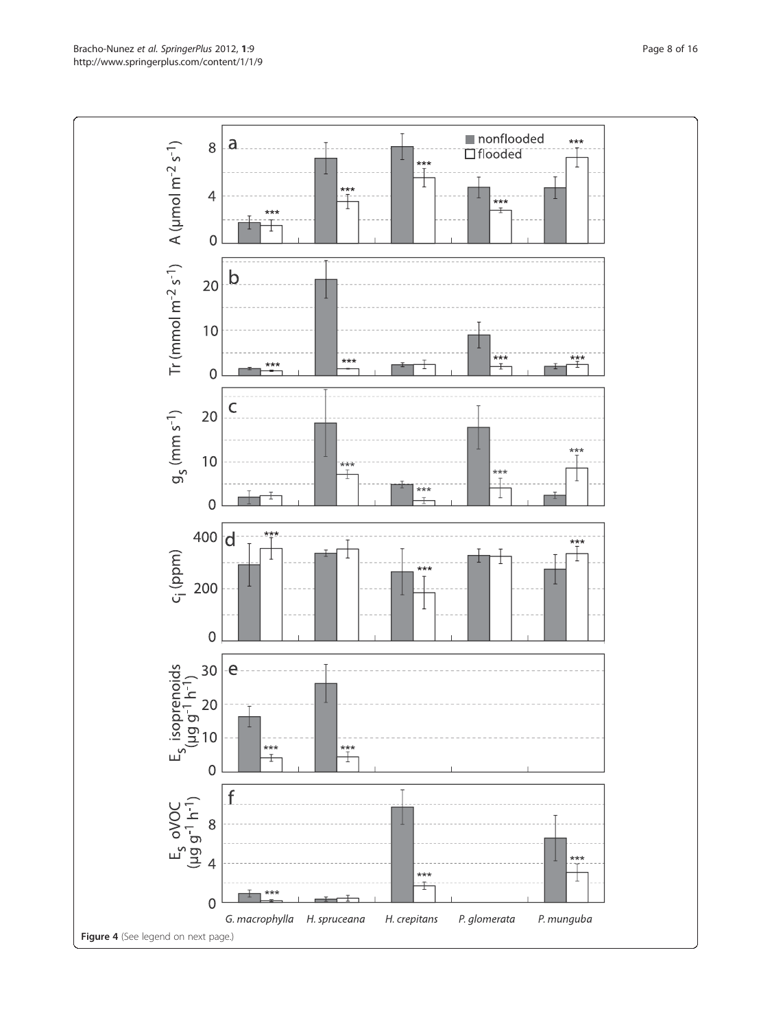**Figure 4** (See legend on next page.)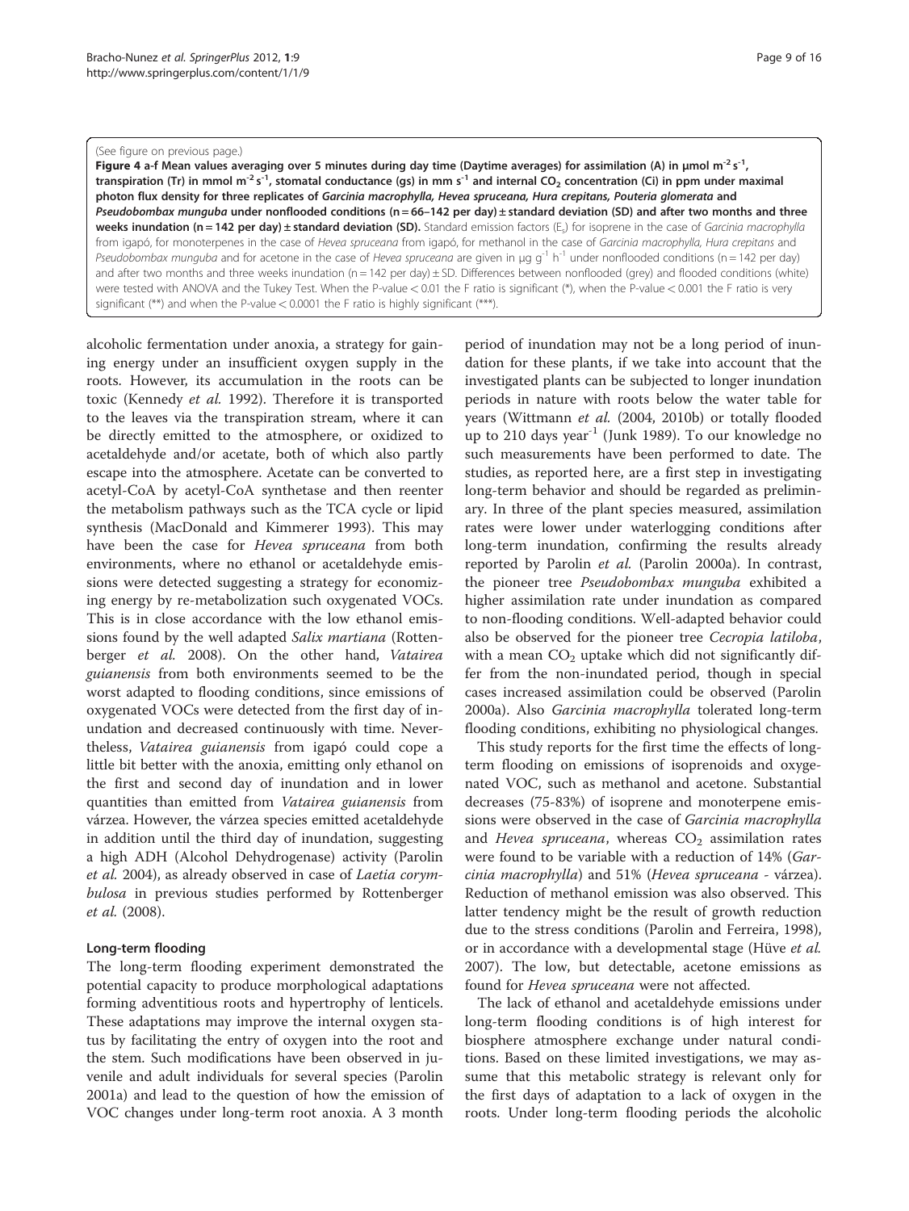(See figure on previous page.)

**Figure 4 a-f Mean values averaging over 5 minutes during day time (Daytime averages) for assimilation (A) in μmol $m^{-2}$ $s^{-1}$, transpiration (Tr) in mmol $m^{-2}$ $s^{-1}$, stomatal conductance (gs) in mm $s^{-1}$ and internal $CO_2$ concentration (Ci) in ppm under maximal photon flux density for three replicates of *Garcinia macrophylla, Hevea spruceana, Hura crepitans, Pouteria glomerata* and *Pseudobombax munguba* under nonflooded conditions (n = 66–142 per day) ± standard deviation (SD) and after two months and three weeks inundation (n = 142 per day) ± standard deviation (SD).** Standard emission factors ($E_s$) for isoprene in the case of *Garcinia macrophylla* from igapó, for monoterpenes in the case of *Hevea spruceana* from igapó, for methanol in the case of *Garcinia macrophylla, Hura crepitans* and *Pseudobombax munguba* and for acetone in the case of *Hevea spruceana* are given in μg $g^{-1}$ $h^{-1}$ under nonflooded conditions (n = 142 per day) and after two months and three weeks inundation (n = 142 per day) ± SD. Differences between nonflooded (grey) and flooded conditions (white) were tested with ANOVA and the Tukey Test. When the P-value < 0.01 the F ratio is significant (*), when the P-value < 0.001 the F ratio is very significant (**) and when the P-value < 0.0001 the F ratio is highly significant (***).

alcoholic fermentation under anoxia, a strategy for gaining energy under an insufficient oxygen supply in the roots. However, its accumulation in the roots can be toxic (Kennedy *et al.* 1992). Therefore it is transported to the leaves via the transpiration stream, where it can be directly emitted to the atmosphere, or oxidized to acetaldehyde and/or acetate, both of which also partly escape into the atmosphere. Acetate can be converted to acetyl-CoA by acetyl-CoA synthetase and then reenter the metabolism pathways such as the TCA cycle or lipid synthesis (MacDonald and Kimmerer 1993). This may have been the case for *Hevea spruceana* from both environments, where no ethanol or acetaldehyde emissions were detected suggesting a strategy for economizing energy by re-metabolization such oxygenated VOCs. This is in close accordance with the low ethanol emissions found by the well adapted *Salix martiana* (Rottenberger *et al.* 2008). On the other hand, *Vatairea guianensis* from both environments seemed to be the worst adapted to flooding conditions, since emissions of oxygenated VOCs were detected from the first day of inundation and decreased continuously with time. Nevertheless, *Vatairea guianensis* from igapó could cope a little bit better with the anoxia, emitting only ethanol on the first and second day of inundation and in lower quantities than emitted from *Vatairea guianensis* from várzea. However, the várzea species emitted acetaldehyde in addition until the third day of inundation, suggesting a high ADH (Alcohol Dehydrogenase) activity (Parolin *et al.* 2004), as already observed in case of *Laetia corymbulosa* in previous studies performed by Rottenberger *et al.* (2008).

### Long-term flooding

The long-term flooding experiment demonstrated the potential capacity to produce morphological adaptations forming adventitious roots and hypertrophy of lenticels. These adaptations may improve the internal oxygen status by facilitating the entry of oxygen into the root and the stem. Such modifications have been observed in juvenile and adult individuals for several species (Parolin 2001a) and lead to the question of how the emission of VOC changes under long-term root anoxia. A 3 month period of inundation may not be a long period of inundation for these plants, if we take into account that the investigated plants can be subjected to longer inundation periods in nature with roots below the water table for years (Wittmann *et al.* (2004, 2010b) or totally flooded up to 210 days $year^{-1}$ (Junk 1989). To our knowledge no such measurements have been performed to date. The studies, as reported here, are a first step in investigating long-term behavior and should be regarded as preliminary. In three of the plant species measured, assimilation rates were lower under waterlogging conditions after long-term inundation, confirming the results already reported by Parolin *et al.* (Parolin 2000a). In contrast, the pioneer tree *Pseudobombax munguba* exhibited a higher assimilation rate under inundation as compared to non-flooding conditions. Well-adapted behavior could also be observed for the pioneer tree *Cecropia latiloba*, with a mean $CO_2$ uptake which did not significantly differ from the non-inundated period, though in special cases increased assimilation could be observed (Parolin 2000a). Also *Garcinia macrophylla* tolerated long-term flooding conditions, exhibiting no physiological changes.

This study reports for the first time the effects of long-term flooding on emissions of isoprenoids and oxygenated VOC, such as methanol and acetone. Substantial decreases (75-83%) of isoprene and monoterpene emissions were observed in the case of *Garcinia macrophylla* and *Hevea spruceana*, whereas $CO_2$ assimilation rates were found to be variable with a reduction of 14% (*Garcinia macrophylla*) and 51% (*Hevea spruceana* - várzea). Reduction of methanol emission was also observed. This latter tendency might be the result of growth reduction due to the stress conditions (Parolin and Ferreira, 1998), or in accordance with a developmental stage (Hüve *et al.* 2007). The low, but detectable, acetone emissions as found for *Hevea spruceana* were not affected.

The lack of ethanol and acetaldehyde emissions under long-term flooding conditions is of high interest for biosphere atmosphere exchange under natural conditions. Based on these limited investigations, we may assume that this metabolic strategy is relevant only for the first days of adaptation to a lack of oxygen in the roots. Under long-term flooding periods the alcoholic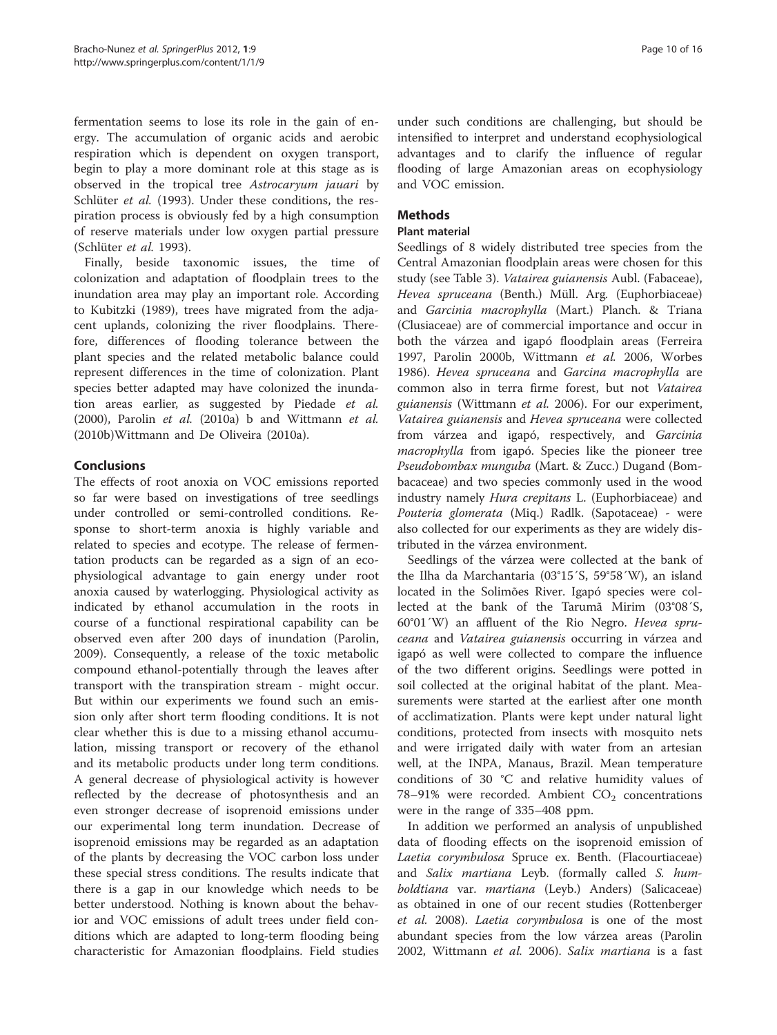fermentation seems to lose its role in the gain of energy. The accumulation of organic acids and aerobic respiration which is dependent on oxygen transport, begin to play a more dominant role at this stage as is observed in the tropical tree *Astrocaryum jauari* by Schlüter *et al.* (1993). Under these conditions, the respiration process is obviously fed by a high consumption of reserve materials under low oxygen partial pressure (Schlüter *et al.* 1993).

Finally, beside taxonomic issues, the time of colonization and adaptation of floodplain trees to the inundation area may play an important role. According to Kubitzki (1989), trees have migrated from the adjacent uplands, colonizing the river floodplains. Therefore, differences of flooding tolerance between the plant species and the related metabolic balance could represent differences in the time of colonization. Plant species better adapted may have colonized the inundation areas earlier, as suggested by Piedade *et al.* (2000), Parolin *et al.* (2010a) b and Wittmann *et al.* (2010b)Wittmann and De Oliveira (2010a).

## Conclusions

The effects of root anoxia on VOC emissions reported so far were based on investigations of tree seedlings under controlled or semi-controlled conditions. Response to short-term anoxia is highly variable and related to species and ecotype. The release of fermentation products can be regarded as a sign of an ecophysiological advantage to gain energy under root anoxia caused by waterlogging. Physiological activity as indicated by ethanol accumulation in the roots in course of a functional respirational capability can be observed even after 200 days of inundation (Parolin, 2009). Consequently, a release of the toxic metabolic compound ethanol-potentially through the leaves after transport with the transpiration stream - might occur. But within our experiments we found such an emission only after short term flooding conditions. It is not clear whether this is due to a missing ethanol accumulation, missing transport or recovery of the ethanol and its metabolic products under long term conditions. A general decrease of physiological activity is however reflected by the decrease of photosynthesis and an even stronger decrease of isoprenoid emissions under our experimental long term inundation. Decrease of isoprenoid emissions may be regarded as an adaptation of the plants by decreasing the VOC carbon loss under these special stress conditions. The results indicate that there is a gap in our knowledge which needs to be better understood. Nothing is known about the behavior and VOC emissions of adult trees under field conditions which are adapted to long-term flooding being characteristic for Amazonian floodplains. Field studies under such conditions are challenging, but should be intensified to interpret and understand ecophysiological advantages and to clarify the influence of regular flooding of large Amazonian areas on ecophysiology and VOC emission.

## Methods

### Plant material

Seedlings of 8 widely distributed tree species from the Central Amazonian floodplain areas were chosen for this study (see Table 3). *Vatairea guianensis* Aubl. (Fabaceae), *Hevea spruceana* (Benth.) Müll. Arg. (Euphorbiaceae) and *Garcinia macrophylla* (Mart.) Planch. & Triana (Clusiaceae) are of commercial importance and occur in both the várzea and igapó floodplain areas (Ferreira 1997, Parolin 2000b, Wittmann *et al.* 2006, Worbes 1986). *Hevea spruceana* and *Garcina macrophylla* are common also in terra firme forest, but not *Vatairea guianensis* (Wittmann *et al.* 2006). For our experiment, *Vatairea guianensis* and *Hevea spruceana* were collected from várzea and igapó, respectively, and *Garcinia macrophylla* from igapó. Species like the pioneer tree *Pseudobombax munguba* (Mart. & Zucc.) Dugand (Bombacaceae) and two species commonly used in the wood industry namely *Hura crepitans* L. (Euphorbiaceae) and *Pouteria glomerata* (Miq.) Radlk. (Sapotaceae) - were also collected for our experiments as they are widely distributed in the várzea environment.

Seedlings of the várzea were collected at the bank of the Ilha da Marchantaria (03°15´S, 59°58´W), an island located in the Solimões River. Igapó species were collected at the bank of the Tarumã Mirim (03°08´S, 60°01´W) an affluent of the Rio Negro. *Hevea spruceana* and *Vatairea guianensis* occurring in várzea and igapó as well were collected to compare the influence of the two different origins. Seedlings were potted in soil collected at the original habitat of the plant. Measurements were started at the earliest after one month of acclimatization. Plants were kept under natural light conditions, protected from insects with mosquito nets and were irrigated daily with water from an artesian well, at the INPA, Manaus, Brazil. Mean temperature conditions of 30 °C and relative humidity values of 78–91% were recorded. Ambient $CO_2$ concentrations were in the range of 335–408 ppm.

In addition we performed an analysis of unpublished data of flooding effects on the isoprenoid emission of *Laetia corymbulosa* Spruce ex. Benth. (Flacourtiaceae) and *Salix martiana* Leyb. (formally called *S. humboldtiana* var. *martiana* (Leyb.) Anders) (Salicaceae) as obtained in one of our recent studies (Rottenberger *et al.* 2008). *Laetia corymbulosa* is one of the most abundant species from the low várzea areas (Parolin 2002, Wittmann *et al.* 2006). *Salix martiana* is a fast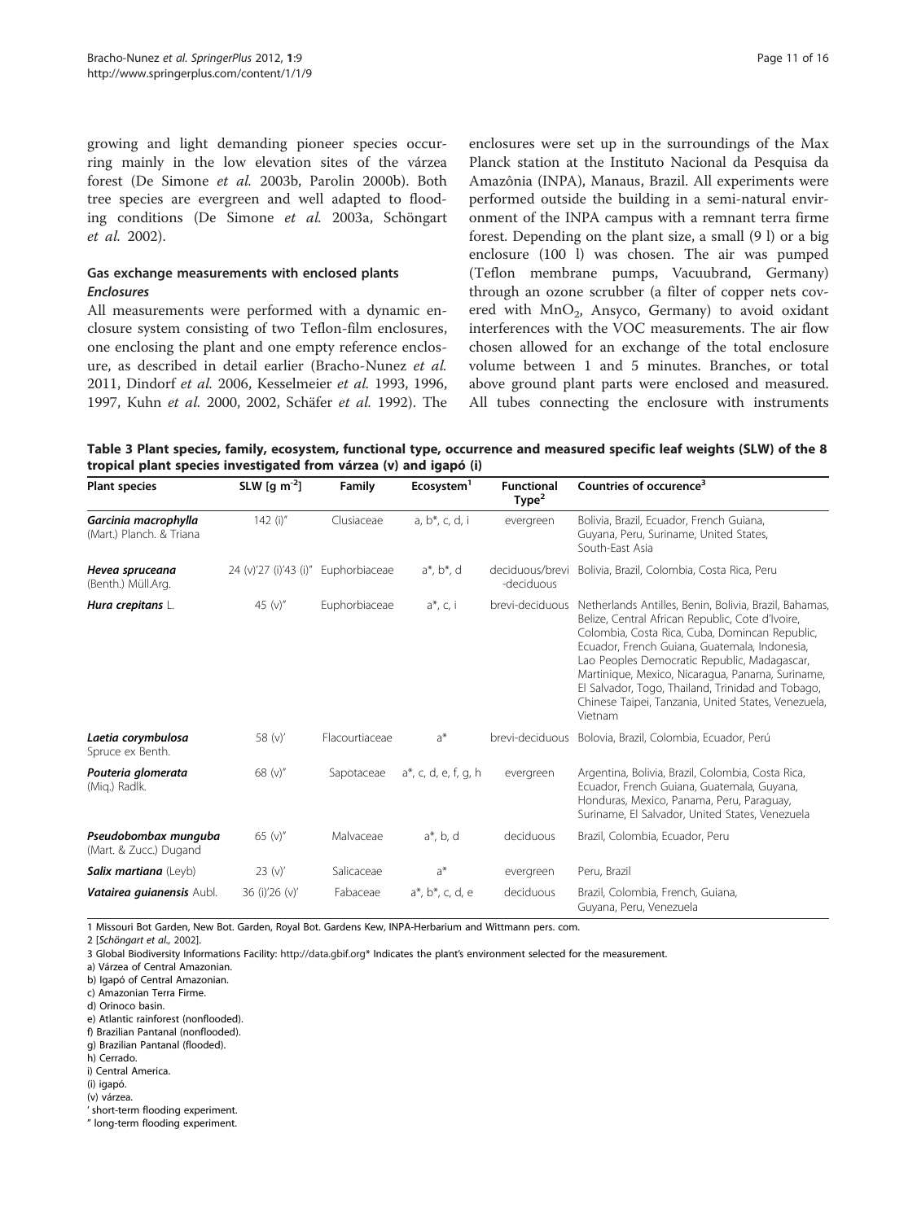growing and light demanding pioneer species occurring mainly in the low elevation sites of the várzea forest (De Simone *et al.* 2003b, Parolin 2000b). Both tree species are evergreen and well adapted to flooding conditions (De Simone *et al.* 2003a, Schöngart *et al.* 2002).

## Gas exchange measurements with enclosed plants

### *Enclosures*

All measurements were performed with a dynamic enclosure system consisting of two Teflon-film enclosures, one enclosing the plant and one empty reference enclosure, as described in detail earlier (Bracho-Nunez *et al.* 2011, Dindorf *et al.* 2006, Kesselmeier *et al.* 1993, 1996, 1997, Kuhn *et al.* 2000, 2002, Schäfer *et al.* 1992). The enclosures were set up in the surroundings of the Max Planck station at the Instituto Nacional da Pesquisa da Amazônia (INPA), Manaus, Brazil. All experiments were performed outside the building in a semi-natural environment of the INPA campus with a remnant terra firme forest. Depending on the plant size, a small (9 l) or a big enclosure (100 l) was chosen. The air was pumped (Teflon membrane pumps, Vacuubrand, Germany) through an ozone scrubber (a filter of copper nets covered with $MnO_2$, Ansyco, Germany) to avoid oxidant interferences with the VOC measurements. The air flow chosen allowed for an exchange of the total enclosure volume between 1 and 5 minutes. Branches, or total above ground plant parts were enclosed and measured. All tubes connecting the enclosure with instruments

**Table 3 Plant species, family, ecosystem, functional type, occurrence and measured specific leaf weights (SLW) of the 8 tropical plant species investigated from várzea (v) and igapó (i)**

| Plant species | SLW [g $m^{-2}$] | Family | Ecosystem[1] | Functional Type[2] | Countries of occurence[3] |
|---|---|---|---|---|---|
| ***Garcinia macrophylla*** (Mart.) Planch. & Triana | 142 (i)″ | Clusiaceae | a, b*, c, d, i | evergreen | Bolivia, Brazil, Ecuador, French Guiana, Guyana, Peru, Suriname, United States, South-East Asia |
| ***Hevea spruceana*** (Benth.) Müll.Arg. | 24 (v)′27 (i)′43 (i)″ | Euphorbiaceae | a*, b*, d | deciduous/brevi -deciduous | Bolivia, Brazil, Colombia, Costa Rica, Peru |
| ***Hura crepitans*** L. | 45 (v)″ | Euphorbiaceae | a*, c, i | brevi-deciduous | Netherlands Antilles, Benin, Bolivia, Brazil, Bahamas, Belize, Central African Republic, Cote d'Ivoire, Colombia, Costa Rica, Cuba, Domincan Republic, Ecuador, French Guiana, Guatemala, Indonesia, Lao Peoples Democratic Republic, Madagascar, Martinique, Mexico, Nicaragua, Panama, Suriname, El Salvador, Togo, Thailand, Trinidad and Tobago, Chinese Taipei, Tanzania, United States, Venezuela, Vietnam |
| ***Laetia corymbulosa*** Spruce ex Benth. | 58 (v)′ | Flacourtiaceae | a* | brevi-deciduous | Bolovia, Brazil, Colombia, Ecuador, Perú |
| ***Pouteria glomerata*** (Miq.) Radlk. | 68 (v)″ | Sapotaceae | a*, c, d, e, f, g, h | evergreen | Argentina, Bolivia, Brazil, Colombia, Costa Rica, Ecuador, French Guiana, Guatemala, Guyana, Honduras, Mexico, Panama, Peru, Paraguay, Suriname, El Salvador, United States, Venezuela |
| ***Pseudobombax munguba*** (Mart. & Zucc.) Dugand | 65 (v)″ | Malvaceae | a*, b, d | deciduous | Brazil, Colombia, Ecuador, Peru |
| ***Salix martiana*** (Leyb) | 23 (v)′ | Salicaceae | a* | evergreen | Peru, Brazil |
| ***Vatairea guianensis*** Aubl. | 36 (i)′26 (v)′ | Fabaceae | a*, b*, c, d, e | deciduous | Brazil, Colombia, French, Guiana, Guyana, Peru, Venezuela |

1 Missouri Bot Garden, New Bot. Gardens, Royal Bot. Gardens Kew, INPA-Herbarium and Wittmann pers. com.
2 [*Schöngart et al.,* 2002].
3 Global Biodiversity Informations Facility: http://data.gbif.org* Indicates the plant's environment selected for the measurement.
a) Várzea of Central Amazonian.
b) Igapó of Central Amazonian.
c) Amazonian Terra Firme.
d) Orinoco basin.
e) Atlantic rainforest (nonflooded).
f) Brazilian Pantanal (nonflooded).
g) Brazilian Pantanal (flooded).
h) Cerrado.
i) Central America.
(i) igapó.
(v) várzea.
′ short-term flooding experiment.
″ long-term flooding experiment.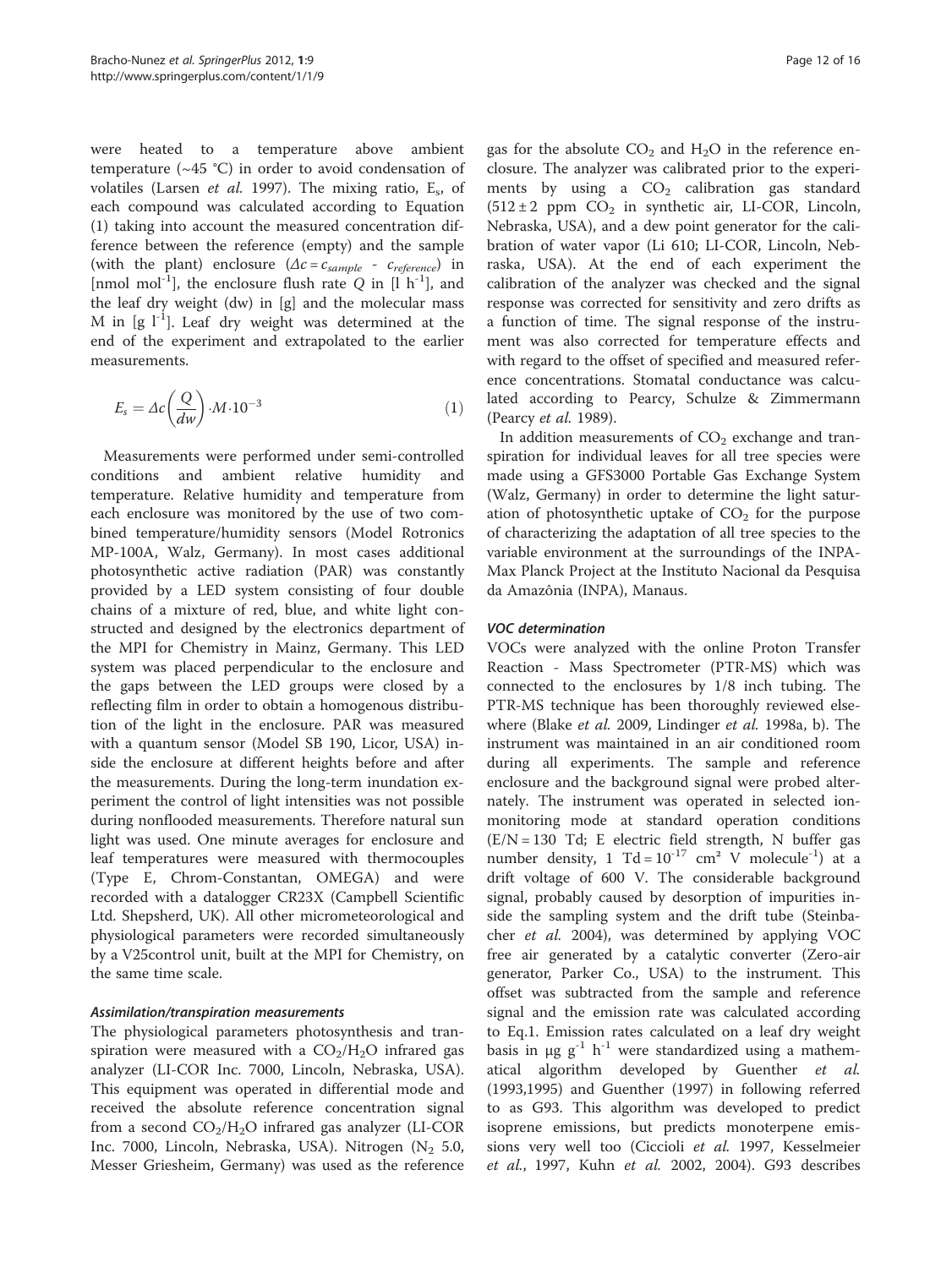were heated to a temperature above ambient temperature (~45 °C) in order to avoid condensation of volatiles (Larsen *et al.* 1997). The mixing ratio, $E_s$, of each compound was calculated according to Equation (1) taking into account the measured concentration difference between the reference (empty) and the sample (with the plant) enclosure ($\Delta c = c_{sample} - c_{reference}$) in [nmol mol$^{-1}$], the enclosure flush rate $Q$ in [l h$^{-1}$], and the leaf dry weight (dw) in [g] and the molecular mass M in [g l$^{-1}$]. Leaf dry weight was determined at the end of the experiment and extrapolated to the earlier measurements.

$$E_s = \Delta c \left( \frac{Q}{dw} \right) \cdot M \cdot 10^{-3} \quad (1)$$

Measurements were performed under semi-controlled conditions and ambient relative humidity and temperature. Relative humidity and temperature from each enclosure was monitored by the use of two combined temperature/humidity sensors (Model Rotronics MP-100A, Walz, Germany). In most cases additional photosynthetic active radiation (PAR) was constantly provided by a LED system consisting of four double chains of a mixture of red, blue, and white light constructed and designed by the electronics department of the MPI for Chemistry in Mainz, Germany. This LED system was placed perpendicular to the enclosure and the gaps between the LED groups were closed by a reflecting film in order to obtain a homogenous distribution of the light in the enclosure. PAR was measured with a quantum sensor (Model SB 190, Licor, USA) inside the enclosure at different heights before and after the measurements. During the long-term inundation experiment the control of light intensities was not possible during nonflooded measurements. Therefore natural sun light was used. One minute averages for enclosure and leaf temperatures were measured with thermocouples (Type E, Chrom-Constantan, OMEGA) and were recorded with a datalogger CR23X (Campbell Scientific Ltd. Shepsherd, UK). All other micrometeorological and physiological parameters were recorded simultaneously by a V25control unit, built at the MPI for Chemistry, on the same time scale.

#### Assimilation/transpiration measurements

The physiological parameters photosynthesis and transpiration were measured with a $CO_2$/$H_2O$ infrared gas analyzer (LI-COR Inc. 7000, Lincoln, Nebraska, USA). This equipment was operated in differential mode and received the absolute reference concentration signal from a second $CO_2$/$H_2O$ infrared gas analyzer (LI-COR Inc. 7000, Lincoln, Nebraska, USA). Nitrogen ($N_2$ 5.0, Messer Griesheim, Germany) was used as the reference gas for the absolute $CO_2$ and $H_2O$ in the reference enclosure. The analyzer was calibrated prior to the experiments by using a $CO_2$ calibration gas standard (512 ± 2 ppm $CO_2$ in synthetic air, LI-COR, Lincoln, Nebraska, USA), and a dew point generator for the calibration of water vapor (Li 610; LI-COR, Lincoln, Nebraska, USA). At the end of each experiment the calibration of the analyzer was checked and the signal response was corrected for sensitivity and zero drifts as a function of time. The signal response of the instrument was also corrected for temperature effects and with regard to the offset of specified and measured reference concentrations. Stomatal conductance was calculated according to Pearcy, Schulze & Zimmermann (Pearcy *et al.* 1989).

In addition measurements of $CO_2$ exchange and transpiration for individual leaves for all tree species were made using a GFS3000 Portable Gas Exchange System (Walz, Germany) in order to determine the light saturation of photosynthetic uptake of $CO_2$ for the purpose of characterizing the adaptation of all tree species to the variable environment at the surroundings of the INPA-Max Planck Project at the Instituto Nacional da Pesquisa da Amazônia (INPA), Manaus.

#### VOC determination

VOCs were analyzed with the online Proton Transfer Reaction - Mass Spectrometer (PTR-MS) which was connected to the enclosures by 1/8 inch tubing. The PTR-MS technique has been thoroughly reviewed elsewhere (Blake *et al.* 2009, Lindinger *et al.* 1998a, b). The instrument was maintained in an air conditioned room during all experiments. The sample and reference enclosure and the background signal were probed alternately. The instrument was operated in selected ion-monitoring mode at standard operation conditions (E/N = 130 Td; E electric field strength, N buffer gas number density, 1 Td = $10^{-17}$ cm² V molecule$^{-1}$) at a drift voltage of 600 V. The considerable background signal, probably caused by desorption of impurities inside the sampling system and the drift tube (Steinbacher *et al.* 2004), was determined by applying VOC free air generated by a catalytic converter (Zero-air generator, Parker Co., USA) to the instrument. This offset was subtracted from the sample and reference signal and the emission rate was calculated according to Eq.1. Emission rates calculated on a leaf dry weight basis in μg g$^{-1}$ h$^{-1}$ were standardized using a mathematical algorithm developed by Guenther *et al.* (1993,1995) and Guenther (1997) in following referred to as G93. This algorithm was developed to predict isoprene emissions, but predicts monoterpene emissions very well too (Ciccioli *et al.* 1997, Kesselmeier *et al.*, 1997, Kuhn *et al.* 2002, 2004). G93 describes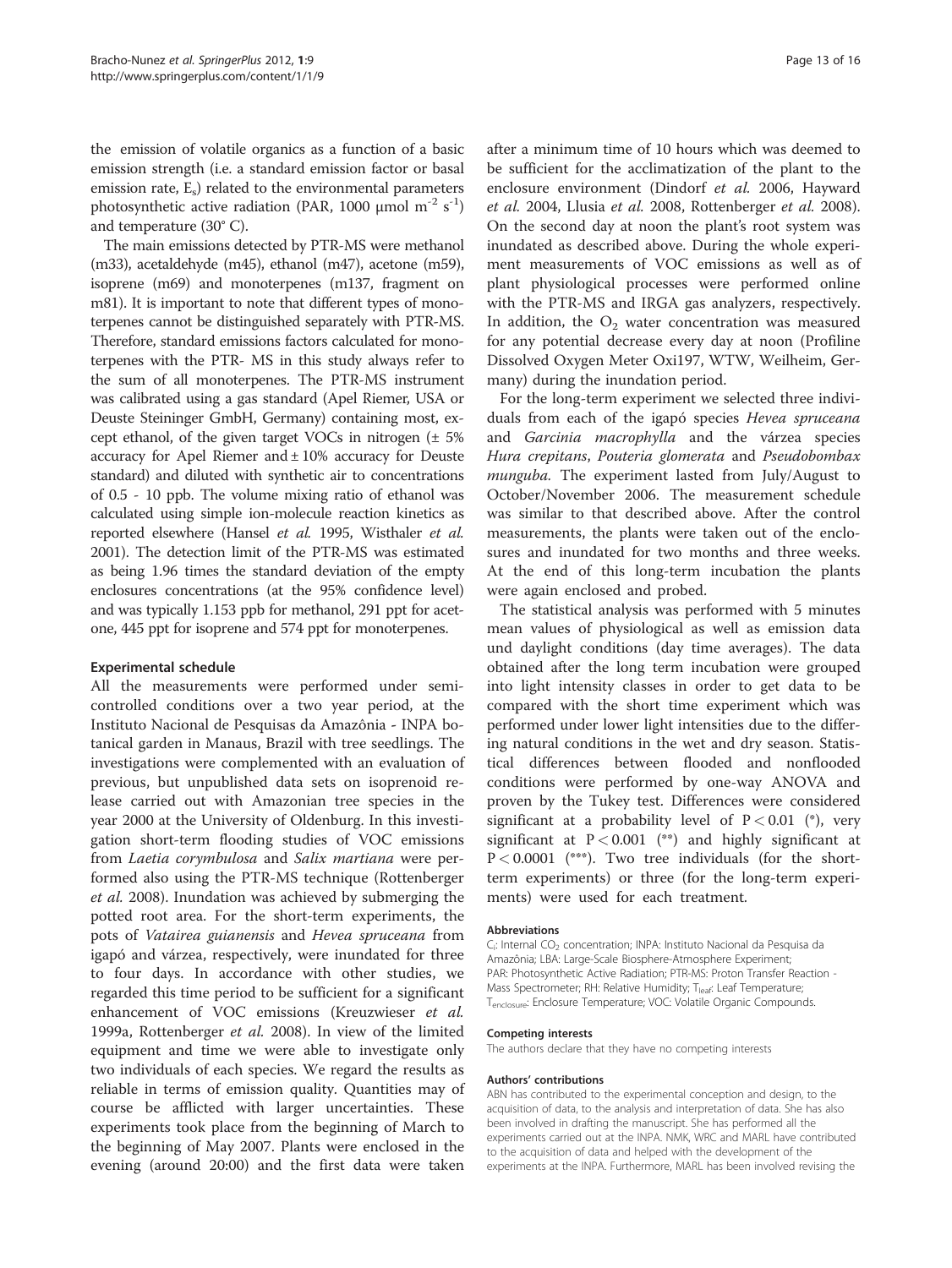the emission of volatile organics as a function of a basic emission strength (i.e. a standard emission factor or basal emission rate, $E_s$) related to the environmental parameters photosynthetic active radiation (PAR, 1000 µmol $m^{-2}$ $s^{-1}$) and temperature (30° C).

The main emissions detected by PTR-MS were methanol (m33), acetaldehyde (m45), ethanol (m47), acetone (m59), isoprene (m69) and monoterpenes (m137, fragment on m81). It is important to note that different types of monoterpenes cannot be distinguished separately with PTR-MS. Therefore, standard emissions factors calculated for monoterpenes with the PTR- MS in this study always refer to the sum of all monoterpenes. The PTR-MS instrument was calibrated using a gas standard (Apel Riemer, USA or Deuste Steininger GmbH, Germany) containing most, except ethanol, of the given target VOCs in nitrogen (± 5% accuracy for Apel Riemer and ± 10% accuracy for Deuste standard) and diluted with synthetic air to concentrations of 0.5 - 10 ppb. The volume mixing ratio of ethanol was calculated using simple ion-molecule reaction kinetics as reported elsewhere (Hansel *et al.* 1995, Wisthaler *et al.* 2001). The detection limit of the PTR-MS was estimated as being 1.96 times the standard deviation of the empty enclosures concentrations (at the 95% confidence level) and was typically 1.153 ppb for methanol, 291 ppt for acetone, 445 ppt for isoprene and 574 ppt for monoterpenes.

### Experimental schedule

All the measurements were performed under semi-controlled conditions over a two year period, at the Instituto Nacional de Pesquisas da Amazônia - INPA botanical garden in Manaus, Brazil with tree seedlings. The investigations were complemented with an evaluation of previous, but unpublished data sets on isoprenoid release carried out with Amazonian tree species in the year 2000 at the University of Oldenburg. In this investigation short-term flooding studies of VOC emissions from *Laetia corymbulosa* and *Salix martiana* were performed also using the PTR-MS technique (Rottenberger *et al.* 2008). Inundation was achieved by submerging the potted root area. For the short-term experiments, the pots of *Vatairea guianensis* and *Hevea spruceana* from igapó and várzea, respectively, were inundated for three to four days. In accordance with other studies, we regarded this time period to be sufficient for a significant enhancement of VOC emissions (Kreuzwieser *et al.* 1999a, Rottenberger *et al.* 2008). In view of the limited equipment and time we were able to investigate only two individuals of each species. We regard the results as reliable in terms of emission quality. Quantities may of course be afflicted with larger uncertainties. These experiments took place from the beginning of March to the beginning of May 2007. Plants were enclosed in the evening (around 20:00) and the first data were taken after a minimum time of 10 hours which was deemed to be sufficient for the acclimatization of the plant to the enclosure environment (Dindorf *et al.* 2006, Hayward *et al.* 2004, Llusia *et al.* 2008, Rottenberger *et al.* 2008). On the second day at noon the plant's root system was inundated as described above. During the whole experiment measurements of VOC emissions as well as of plant physiological processes were performed online with the PTR-MS and IRGA gas analyzers, respectively. In addition, the $O_2$ water concentration was measured for any potential decrease every day at noon (Profiline Dissolved Oxygen Meter Oxi197, WTW, Weilheim, Germany) during the inundation period.

For the long-term experiment we selected three individuals from each of the igapó species *Hevea spruceana* and *Garcinia macrophylla* and the várzea species *Hura crepitans*, *Pouteria glomerata* and *Pseudobombax munguba*. The experiment lasted from July/August to October/November 2006. The measurement schedule was similar to that described above. After the control measurements, the plants were taken out of the enclosures and inundated for two months and three weeks. At the end of this long-term incubation the plants were again enclosed and probed.

The statistical analysis was performed with 5 minutes mean values of physiological as well as emission data und daylight conditions (day time averages). The data obtained after the long term incubation were grouped into light intensity classes in order to get data to be compared with the short time experiment which was performed under lower light intensities due to the differing natural conditions in the wet and dry season. Statistical differences between flooded and nonflooded conditions were performed by one-way ANOVA and proven by the Tukey test. Differences were considered significant at a probability level of $P < 0.01$ (*), very significant at $P < 0.001$ (**) and highly significant at $P < 0.0001$ (***). Two tree individuals (for the short-term experiments) or three (for the long-term experiments) were used for each treatment.

#### Abbreviations

$C_i$: Internal $CO_2$ concentration; INPA: Instituto Nacional da Pesquisa da Amazônia; LBA: Large-Scale Biosphere-Atmosphere Experiment; PAR: Photosynthetic Active Radiation; PTR-MS: Proton Transfer Reaction - Mass Spectrometer; RH: Relative Humidity; $T_{leaf}$: Leaf Temperature; $T_{enclosure}$: Enclosure Temperature; VOC: Volatile Organic Compounds.

#### Competing interests

The authors declare that they have no competing interests

#### Authors' contributions

ABN has contributed to the experimental conception and design, to the acquisition of data, to the analysis and interpretation of data. She has also been involved in drafting the manuscript. She has performed all the experiments carried out at the INPA. NMK, WRC and MARL have contributed to the acquisition of data and helped with the development of the experiments at the INPA. Furthermore, MARL has been involved revising the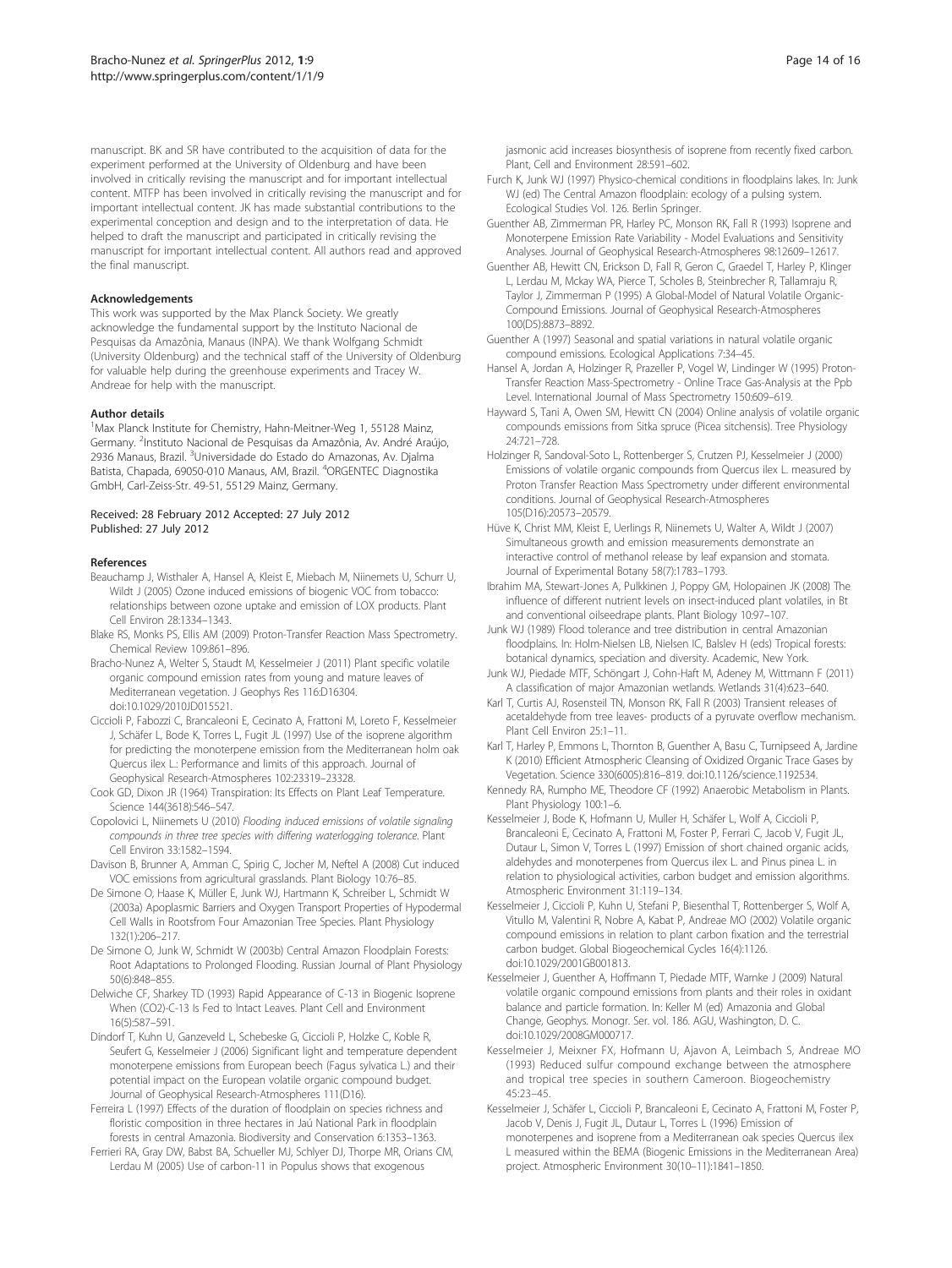manuscript. BK and SR have contributed to the acquisition of data for the experiment performed at the University of Oldenburg and have been involved in critically revising the manuscript and for important intellectual content. MTFP has been involved in critically revising the manuscript and for important intellectual content. JK has made substantial contributions to the experimental conception and design and to the interpretation of data. He helped to draft the manuscript and participated in critically revising the manuscript for important intellectual content. All authors read and approved the final manuscript.

#### Acknowledgements

This work was supported by the Max Planck Society. We greatly acknowledge the fundamental support by the Instituto Nacional de Pesquisas da Amazônia, Manaus (INPA). We thank Wolfgang Schmidt (University Oldenburg) and the technical staff of the University of Oldenburg for valuable help during the greenhouse experiments and Tracey W. Andreae for help with the manuscript.

#### Author details

[1]Max Planck Institute for Chemistry, Hahn-Meitner-Weg 1, 55128 Mainz, Germany. [2]Instituto Nacional de Pesquisas da Amazônia, Av. André Araújo, 2936 Manaus, Brazil. [3]Universidade do Estado do Amazonas, Av. Djalma Batista, Chapada, 69050-010 Manaus, AM, Brazil. [4]ORGENTEC Diagnostika GmbH, Carl-Zeiss-Str. 49-51, 55129 Mainz, Germany.

Received: 28 February 2012 Accepted: 27 July 2012
Published: 27 July 2012

#### References

Beauchamp J, Wisthaler A, Hansel A, Kleist E, Miebach M, Niinemets U, Schurr U, Wildt J (2005) Ozone induced emissions of biogenic VOC from tobacco: relationships between ozone uptake and emission of LOX products. Plant Cell Environ 28:1334–1343.

Blake RS, Monks PS, Ellis AM (2009) Proton-Transfer Reaction Mass Spectrometry. Chemical Review 109:861–896.

Bracho-Nunez A, Welter S, Staudt M, Kesselmeier J (2011) Plant specific volatile organic compound emission rates from young and mature leaves of Mediterranean vegetation. J Geophys Res 116:D16304. doi:10.1029/2010JD015521.

Ciccioli P, Fabozzi C, Brancaleoni E, Cecinato A, Frattoni M, Loreto F, Kesselmeier J, Schäfer L, Bode K, Torres L, Fugit JL (1997) Use of the isoprene algorithm for predicting the monoterpene emission from the Mediterranean holm oak Quercus ilex L.: Performance and limits of this approach. Journal of Geophysical Research-Atmospheres 102:23319–23328.

Cook GD, Dixon JR (1964) Transpiration: Its Effects on Plant Leaf Temperature. Science 144(3618):546–547.

Copolovici L, Niinemets U (2010) *Flooding induced emissions of volatile signaling compounds in three tree species with differing waterlogging tolerance*. Plant Cell Environ 33:1582–1594.

Davison B, Brunner A, Amman C, Spirig C, Jocher M, Neftel A (2008) Cut induced VOC emissions from agricultural grasslands. Plant Biology 10:76–85.

De Simone O, Haase K, Müller E, Junk WJ, Hartmann K, Schreiber L, Schmidt W (2003a) Apoplasmic Barriers and Oxygen Transport Properties of Hypodermal Cell Walls in Rootsfrom Four Amazonian Tree Species. Plant Physiology 132(1):206–217.

De Simone O, Junk W, Schmidt W (2003b) Central Amazon Floodplain Forests: Root Adaptations to Prolonged Flooding. Russian Journal of Plant Physiology 50(6):848–855.

Delwiche CF, Sharkey TD (1993) Rapid Appearance of C-13 in Biogenic Isoprene When (CO2)-C-13 Is Fed to Intact Leaves. Plant Cell and Environment 16(5):587–591.

Dindorf T, Kuhn U, Ganzeveld L, Schebeske G, Ciccioli P, Holzke C, Koble R, Seufert G, Kesselmeier J (2006) Significant light and temperature dependent monoterpene emissions from European beech (Fagus sylvatica L.) and their potential impact on the European volatile organic compound budget. Journal of Geophysical Research-Atmospheres 111(D16).

Ferreira L (1997) Effects of the duration of floodplain on species richness and floristic composition in three hectares in Jaú National Park in floodplain forests in central Amazonia. Biodiversity and Conservation 6:1353–1363.

Ferrieri RA, Gray DW, Babst BA, Schueller MJ, Schlyer DJ, Thorpe MR, Orians CM, Lerdau M (2005) Use of carbon-11 in Populus shows that exogenous jasmonic acid increases biosynthesis of isoprene from recently fixed carbon. Plant, Cell and Environment 28:591–602.

Furch K, Junk WJ (1997) Physico-chemical conditions in floodplains lakes. In: Junk WJ (ed) The Central Amazon floodplain: ecology of a pulsing system. Ecological Studies Vol. 126. Berlin Springer.

Guenther AB, Zimmerman PR, Harley PC, Monson RK, Fall R (1993) Isoprene and Monoterpene Emission Rate Variability - Model Evaluations and Sensitivity Analyses. Journal of Geophysical Research-Atmospheres 98:12609–12617.

Guenther AB, Hewitt CN, Erickson D, Fall R, Geron C, Graedel T, Harley P, Klinger L, Lerdau M, Mckay WA, Pierce T, Scholes B, Steinbrecher R, Tallamraju R, Taylor J, Zimmerman P (1995) A Global-Model of Natural Volatile Organic-Compound Emissions. Journal of Geophysical Research-Atmospheres 100(D5):8873–8892.

Guenther A (1997) Seasonal and spatial variations in natural volatile organic compound emissions. Ecological Applications 7:34–45.

Hansel A, Jordan A, Holzinger R, Prazeller P, Vogel W, Lindinger W (1995) Proton-Transfer Reaction Mass-Spectrometry - Online Trace Gas-Analysis at the Ppb Level. International Journal of Mass Spectrometry 150:609–619.

Hayward S, Tani A, Owen SM, Hewitt CN (2004) Online analysis of volatile organic compounds emissions from Sitka spruce (Picea sitchensis). Tree Physiology 24:721–728.

Holzinger R, Sandoval-Soto L, Rottenberger S, Crutzen PJ, Kesselmeier J (2000) Emissions of volatile organic compounds from Quercus ilex L. measured by Proton Transfer Reaction Mass Spectrometry under different environmental conditions. Journal of Geophysical Research-Atmospheres 105(D16):20573–20579.

Hüve K, Christ MM, Kleist E, Uerlings R, Niinemets U, Walter A, Wildt J (2007) Simultaneous growth and emission measurements demonstrate an interactive control of methanol release by leaf expansion and stomata. Journal of Experimental Botany 58(7):1783–1793.

Ibrahim MA, Stewart-Jones A, Pulkkinen J, Poppy GM, Holopainen JK (2008) The influence of different nutrient levels on insect-induced plant volatiles, in Bt and conventional oilseedrape plants. Plant Biology 10:97–107.

Junk WJ (1989) Flood tolerance and tree distribution in central Amazonian floodplains. In: Holm-Nielsen LB, Nielsen IC, Balslev H (eds) Tropical forests: botanical dynamics, speciation and diversity. Academic, New York.

Junk WJ, Piedade MTF, Schöngart J, Cohn-Haft M, Adeney M, Wittmann F (2011) A classification of major Amazonian wetlands. Wetlands 31(4):623–640.

Karl T, Curtis AJ, Rosensteil TN, Monson RK, Fall R (2003) Transient releases of acetaldehyde from tree leaves- products of a pyruvate overflow mechanism. Plant Cell Environ 25:1–11.

Karl T, Harley P, Emmons L, Thornton B, Guenther A, Basu C, Turnipseed A, Jardine K (2010) Efficient Atmospheric Cleansing of Oxidized Organic Trace Gases by Vegetation. Science 330(6005):816–819. doi:10.1126/science.1192534.

Kennedy RA, Rumpho ME, Theodore CF (1992) Anaerobic Metabolism in Plants. Plant Physiology 100:1–6.

Kesselmeier J, Bode K, Hofmann U, Muller H, Schäfer L, Wolf A, Ciccioli P, Brancaleoni E, Cecinato A, Frattoni M, Foster P, Ferrari C, Jacob V, Fugit JL, Dutaur L, Simon V, Torres L (1997) Emission of short chained organic acids, aldehydes and monoterpenes from Quercus ilex L. and Pinus pinea L. in relation to physiological activities, carbon budget and emission algorithms. Atmospheric Environment 31:119–134.

Kesselmeier J, Ciccioli P, Kuhn U, Stefani P, Biesenthal T, Rottenberger S, Wolf A, Vitullo M, Valentini R, Nobre A, Kabat P, Andreae MO (2002) Volatile organic compound emissions in relation to plant carbon fixation and the terrestrial carbon budget. Global Biogeochemical Cycles 16(4):1126. doi:10.1029/2001GB001813.

Kesselmeier J, Guenther A, Hoffmann T, Piedade MTF, Warnke J (2009) Natural volatile organic compound emissions from plants and their roles in oxidant balance and particle formation. In: Keller M (ed) Amazonia and Global Change, Geophys. Monogr. Ser. vol. 186. AGU, Washington, D. C. doi:10.1029/2008GM000717.

Kesselmeier J, Meixner FX, Hofmann U, Ajavon A, Leimbach S, Andreae MO (1993) Reduced sulfur compound exchange between the atmosphere and tropical tree species in southern Cameroon. Biogeochemistry 45:23–45.

Kesselmeier J, Schäfer L, Ciccioli P, Brancaleoni E, Cecinato A, Frattoni M, Foster P, Jacob V, Denis J, Fugit JL, Dutaur L, Torres L (1996) Emission of monoterpenes and isoprene from a Mediterranean oak species Quercus ilex L measured within the BEMA (Biogenic Emissions in the Mediterranean Area) project. Atmospheric Environment 30(10–11):1841–1850.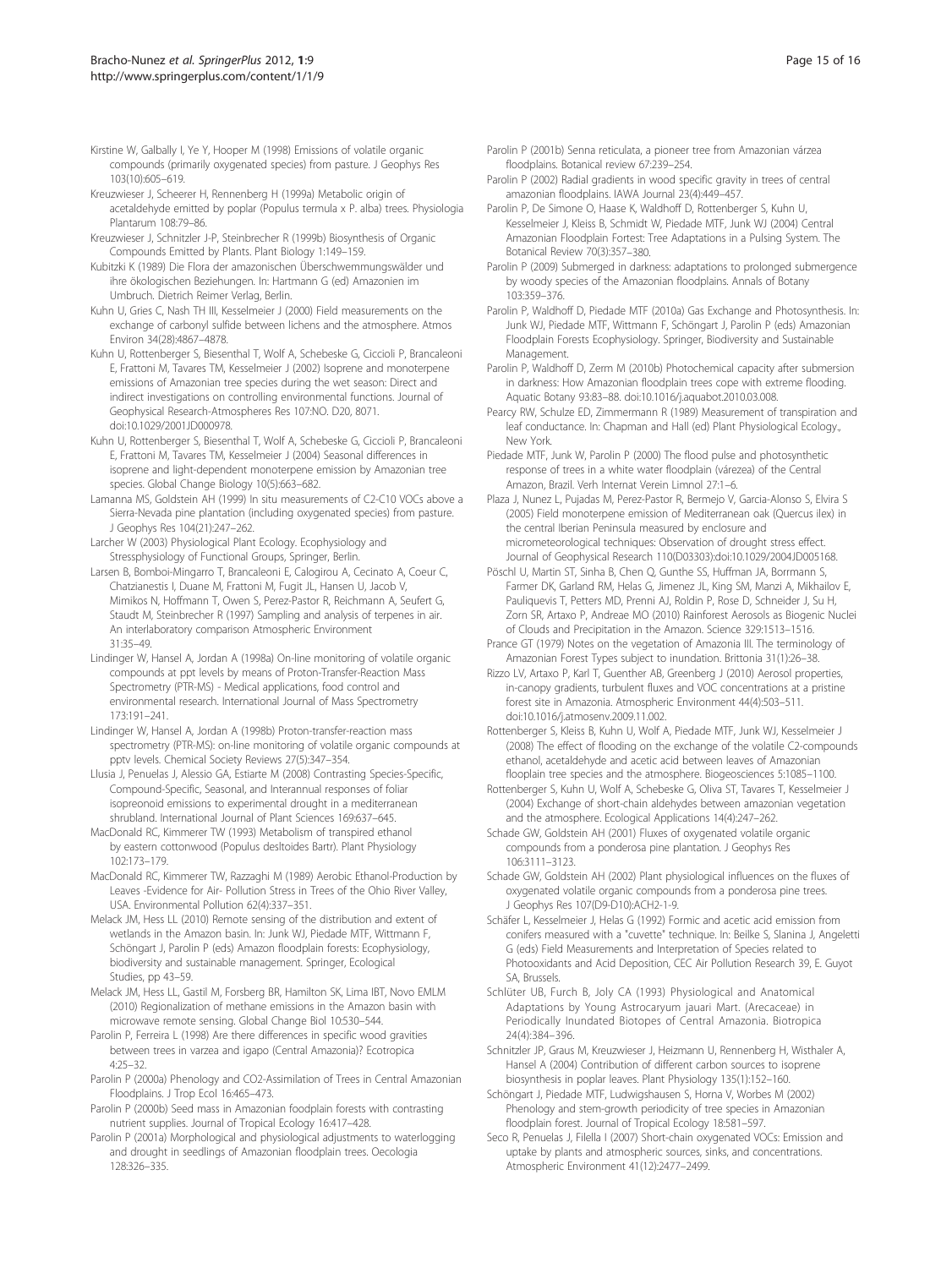Kirstine W, Galbally I, Ye Y, Hooper M (1998) Emissions of volatile organic compounds (primarily oxygenated species) from pasture. J Geophys Res 103(10):605–619.

Kreuzwieser J, Scheerer H, Rennenberg H (1999a) Metabolic origin of acetaldehyde emitted by poplar (Populus termula x P. alba) trees. Physiologia Plantarum 108:79–86.

Kreuzwieser J, Schnitzler J-P, Steinbrecher R (1999b) Biosynthesis of Organic Compounds Emitted by Plants. Plant Biology 1:149–159.

Kubitzki K (1989) Die Flora der amazonischen Überschwemmungswälder und ihre ökologischen Beziehungen. In: Hartmann G (ed) Amazonien im Umbruch. Dietrich Reimer Verlag, Berlin.

Kuhn U, Gries C, Nash TH III, Kesselmeier J (2000) Field measurements on the exchange of carbonyl sulfide between lichens and the atmosphere. Atmos Environ 34(28):4867–4878.

Kuhn U, Rottenberger S, Biesenthal T, Wolf A, Schebeske G, Ciccioli P, Brancaleoni E, Frattoni M, Tavares TM, Kesselmeier J (2002) Isoprene and monoterpene emissions of Amazonian tree species during the wet season: Direct and indirect investigations on controlling environmental functions. Journal of Geophysical Research-Atmospheres Res 107:NO. D20, 8071. doi:10.1029/2001JD000978.

Kuhn U, Rottenberger S, Biesenthal T, Wolf A, Schebeske G, Ciccioli P, Brancaleoni E, Frattoni M, Tavares TM, Kesselmeier J (2004) Seasonal differences in isoprene and light-dependent monoterpene emission by Amazonian tree species. Global Change Biology 10(5):663–682.

Lamanna MS, Goldstein AH (1999) In situ measurements of C2-C10 VOCs above a Sierra-Nevada pine plantation (including oxygenated species) from pasture. J Geophys Res 104(21):247–262.

Larcher W (2003) Physiological Plant Ecology. Ecophysiology and Stressphysiology of Functional Groups, Springer, Berlin.

Larsen B, Bomboi-Mingarro T, Brancaleoni E, Calogirou A, Cecinato A, Coeur C, Chatzianestis I, Duane M, Frattoni M, Fugit JL, Hansen U, Jacob V, Mimikos N, Hoffmann T, Owen S, Perez-Pastor R, Reichmann A, Seufert G, Staudt M, Steinbrecher R (1997) Sampling and analysis of terpenes in air. An interlaboratory comparison Atmospheric Environment 31:35–49.

Lindinger W, Hansel A, Jordan A (1998a) On-line monitoring of volatile organic compounds at ppt levels by means of Proton-Transfer-Reaction Mass Spectrometry (PTR-MS) - Medical applications, food control and environmental research. International Journal of Mass Spectrometry 173:191–241.

Lindinger W, Hansel A, Jordan A (1998b) Proton-transfer-reaction mass spectrometry (PTR-MS): on-line monitoring of volatile organic compounds at pptv levels. Chemical Society Reviews 27(5):347–354.

Llusia J, Penuelas J, Alessio GA, Estiarte M (2008) Contrasting Species-Specific, Compound-Specific, Seasonal, and Interannual responses of foliar isopreonoid emissions to experimental drought in a mediterranean shrubland. International Journal of Plant Sciences 169:637–645.

MacDonald RC, Kimmerer TW (1993) Metabolism of transpired ethanol by eastern cottonwood (Populus desltoides Bartr). Plant Physiology 102:173–179.

MacDonald RC, Kimmerer TW, Razzaghi M (1989) Aerobic Ethanol-Production by Leaves -Evidence for Air- Pollution Stress in Trees of the Ohio River Valley, USA. Environmental Pollution 62(4):337–351.

Melack JM, Hess LL (2010) Remote sensing of the distribution and extent of wetlands in the Amazon basin. In: Junk WJ, Piedade MTF, Wittmann F, Schöngart J, Parolin P (eds) Amazon floodplain forests: Ecophysiology, biodiversity and sustainable management. Springer, Ecological Studies, pp 43–59.

Melack JM, Hess LL, Gastil M, Forsberg BR, Hamilton SK, Lima IBT, Novo EMLM (2010) Regionalization of methane emissions in the Amazon basin with microwave remote sensing. Global Change Biol 10:530–544.

Parolin P, Ferreira L (1998) Are there differences in specific wood gravities between trees in varzea and igapo (Central Amazonia)? Ecotropica 4:25–32.

Parolin P (2000a) Phenology and CO2-Assimilation of Trees in Central Amazonian Floodplains. J Trop Ecol 16:465–473.

Parolin P (2000b) Seed mass in Amazonian foodplain forests with contrasting nutrient supplies. Journal of Tropical Ecology 16:417–428.

Parolin P (2001a) Morphological and physiological adjustments to waterlogging and drought in seedlings of Amazonian floodplain trees. Oecologia 128:326–335.

Parolin P (2001b) Senna reticulata, a pioneer tree from Amazonian várzea floodplains. Botanical review 67:239–254.

Parolin P (2002) Radial gradients in wood specific gravity in trees of central amazonian floodplains. IAWA Journal 23(4):449–457.

Parolin P, De Simone O, Haase K, Waldhoff D, Rottenberger S, Kuhn U, Kesselmeier J, Kleiss B, Schmidt W, Piedade MTF, Junk WJ (2004) Central Amazonian Floodplain Fortest: Tree Adaptations in a Pulsing System. The Botanical Review 70(3):357–380.

Parolin P (2009) Submerged in darkness: adaptations to prolonged submergence by woody species of the Amazonian floodplains. Annals of Botany 103:359–376.

Parolin P, Waldhoff D, Piedade MTF (2010a) Gas Exchange and Photosynthesis. In: Junk WJ, Piedade MTF, Wittmann F, Schöngart J, Parolin P (eds) Amazonian Floodplain Forests Ecophysiology. Springer, Biodiversity and Sustainable Management.

Parolin P, Waldhoff D, Zerm M (2010b) Photochemical capacity after submersion in darkness: How Amazonian floodplain trees cope with extreme flooding. Aquatic Botany 93:83–88. doi:10.1016/j.aquabot.2010.03.008.

Pearcy RW, Schulze ED, Zimmermann R (1989) Measurement of transpiration and leaf conductance. In: Chapman and Hall (ed) Plant Physiological Ecology., New York.

Piedade MTF, Junk W, Parolin P (2000) The flood pulse and photosynthetic response of trees in a white water floodplain (várezea) of the Central Amazon, Brazil. Verh Internat Verein Limnol 27:1–6.

Plaza J, Nunez L, Pujadas M, Perez-Pastor R, Bermejo V, Garcia-Alonso S, Elvira S (2005) Field monoterpene emission of Mediterranean oak (Quercus ilex) in the central Iberian Peninsula measured by enclosure and micrometeorological techniques: Observation of drought stress effect. Journal of Geophysical Research 110(D03303):doi:10.1029/2004JD005168.

Pöschl U, Martin ST, Sinha B, Chen Q, Gunthe SS, Huffman JA, Borrmann S, Farmer DK, Garland RM, Helas G, Jimenez JL, King SM, Manzi A, Mikhailov E, Pauliquevis T, Petters MD, Prenni AJ, Roldin P, Rose D, Schneider J, Su H, Zorn SR, Artaxo P, Andreae MO (2010) Rainforest Aerosols as Biogenic Nuclei of Clouds and Precipitation in the Amazon. Science 329:1513–1516.

Prance GT (1979) Notes on the vegetation of Amazonia III. The terminology of Amazonian Forest Types subject to inundation. Brittonia 31(1):26–38.

Rizzo LV, Artaxo P, Karl T, Guenther AB, Greenberg J (2010) Aerosol properties, in-canopy gradients, turbulent fluxes and VOC concentrations at a pristine forest site in Amazonia. Atmospheric Environment 44(4):503–511. doi:10.1016/j.atmosenv.2009.11.002.

Rottenberger S, Kleiss B, Kuhn U, Wolf A, Piedade MTF, Junk WJ, Kesselmeier J (2008) The effect of flooding on the exchange of the volatile C2-compounds ethanol, acetaldehyde and acetic acid between leaves of Amazonian floodplain tree species and the atmosphere. Biogeosciences 5:1085–1100.

Rottenberger S, Kuhn U, Wolf A, Schebeske G, Oliva ST, Tavares T, Kesselmeier J (2004) Exchange of short-chain aldehydes between amazonian vegetation and the atmosphere. Ecological Applications 14(4):247–262.

Schade GW, Goldstein AH (2001) Fluxes of oxygenated volatile organic compounds from a ponderosa pine plantation. J Geophys Res 106:3111–3123.

Schade GW, Goldstein AH (2002) Plant physiological influences on the fluxes of oxygenated volatile organic compounds from a ponderosa pine trees. J Geophys Res 107(D9-D10):ACH2-1-9.

Schäfer L, Kesselmeier J, Helas G (1992) Formic and acetic acid emission from conifers measured with a "cuvette" technique. In: Beilke S, Slanina J, Angeletti G (eds) Field Measurements and Interpretation of Species related to Photooxidants and Acid Deposition, CEC Air Pollution Research 39, E. Guyot SA, Brussels.

Schlüter UB, Furch B, Joly CA (1993) Physiological and Anatomical Adaptations by Young Astrocaryum jauari Mart. (Arecaceae) in Periodically Inundated Biotopes of Central Amazonia. Biotropica 24(4):384–396.

Schnitzler JP, Graus M, Kreuzwieser J, Heizmann U, Rennenberg H, Wisthaler A, Hansel A (2004) Contribution of different carbon sources to isoprene biosynthesis in poplar leaves. Plant Physiology 135(1):152–160.

Schöngart J, Piedade MTF, Ludwigshausen S, Horna V, Worbes M (2002) Phenology and stem-growth periodicity of tree species in Amazonian floodplain forest. Journal of Tropical Ecology 18:581–597.

Seco R, Penuelas J, Filella I (2007) Short-chain oxygenated VOCs: Emission and uptake by plants and atmospheric sources, sinks, and concentrations. Atmospheric Environment 41(12):2477–2499.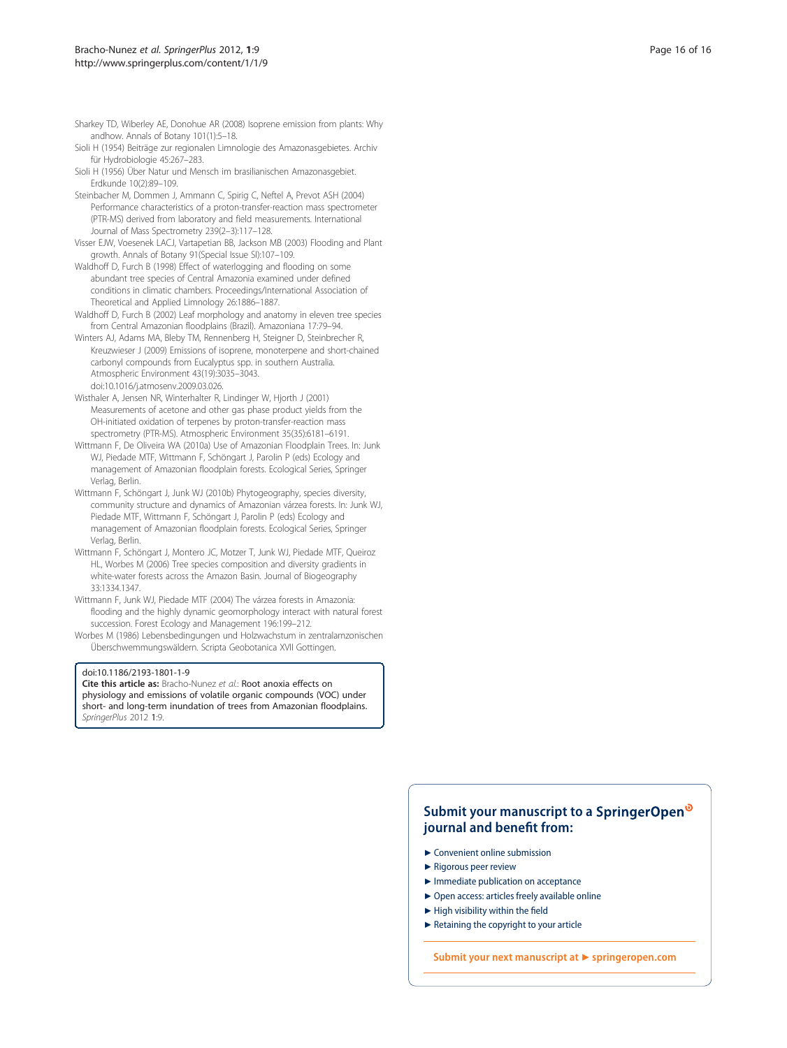Sharkey TD, Wiberley AE, Donohue AR (2008) Isoprene emission from plants: Why andhow. Annals of Botany 101(1):5–18.

Sioli H (1954) Beiträge zur regionalen Limnologie des Amazonasgebietes. Archiv für Hydrobiologie 45:267–283.

Sioli H (1956) Über Natur und Mensch im brasilianischen Amazonasgebiet. Erdkunde 10(2):89–109.

Steinbacher M, Dommen J, Ammann C, Spirig C, Neftel A, Prevot ASH (2004) Performance characteristics of a proton-transfer-reaction mass spectrometer (PTR-MS) derived from laboratory and field measurements. International Journal of Mass Spectrometry 239(2–3):117–128.

Visser EJW, Voesenek LACJ, Vartapetian BB, Jackson MB (2003) Flooding and Plant growth. Annals of Botany 91(Special Issue SI):107–109.

Waldhoff D, Furch B (1998) Effect of waterlogging and flooding on some abundant tree species of Central Amazonia examined under defined conditions in climatic chambers. Proceedings/International Association of Theoretical and Applied Limnology 26:1886–1887.

Waldhoff D, Furch B (2002) Leaf morphology and anatomy in eleven tree species from Central Amazonian floodplains (Brazil). Amazoniana 17:79–94.

Winters AJ, Adams MA, Bleby TM, Rennenberg H, Steigner D, Steinbrecher R, Kreuzwieser J (2009) Emissions of isoprene, monoterpene and short-chained carbonyl compounds from Eucalyptus spp. in southern Australia. Atmospheric Environment 43(19):3035–3043. doi:10.1016/j.atmosenv.2009.03.026.

Wisthaler A, Jensen NR, Winterhalter R, Lindinger W, Hjorth J (2001) Measurements of acetone and other gas phase product yields from the OH-initiated oxidation of terpenes by proton-transfer-reaction mass spectrometry (PTR-MS). Atmospheric Environment 35(35):6181–6191.

Wittmann F, De Oliveira WA (2010a) Use of Amazonian Floodplain Trees. In: Junk WJ, Piedade MTF, Wittmann F, Schöngart J, Parolin P (eds) Ecology and management of Amazonian floodplain forests. Ecological Series, Springer Verlag, Berlin.

Wittmann F, Schöngart J, Junk WJ (2010b) Phytogeography, species diversity, community structure and dynamics of Amazonian várzea forests. In: Junk WJ, Piedade MTF, Wittmann F, Schöngart J, Parolin P (eds) Ecology and management of Amazonian floodplain forests. Ecological Series, Springer Verlag, Berlin.

Wittmann F, Schöngart J, Montero JC, Motzer T, Junk WJ, Piedade MTF, Queiroz HL, Worbes M (2006) Tree species composition and diversity gradients in white-water forests across the Amazon Basin. Journal of Biogeography 33:1334.1347.

Wittmann F, Junk WJ, Piedade MTF (2004) The várzea forests in Amazonia: flooding and the highly dynamic geomorphology interact with natural forest succession. Forest Ecology and Management 196:199–212.

Worbes M (1986) Lebensbedingungen und Holzwachstum in zentralamzonischen Überschwemmungswäldern. Scripta Geobotanica XVII Gottingen.

doi:10.1186/2193-1801-1-9

**Cite this article as:** Bracho-Nunez *et al.*: Root anoxia effects on physiology and emissions of volatile organic compounds (VOC) under short- and long-term inundation of trees from Amazonian floodplains. *SpringerPlus* 2012 **1**:9.

**Submit your manuscript to a SpringerOpen journal and benefit from:**

- ► Convenient online submission
- ► Rigorous peer review
- ► Immediate publication on acceptance
- ► Open access: articles freely available online
- ► High visibility within the field
- ► Retaining the copyright to your article

**Submit your next manuscript at ► springeropen.com**